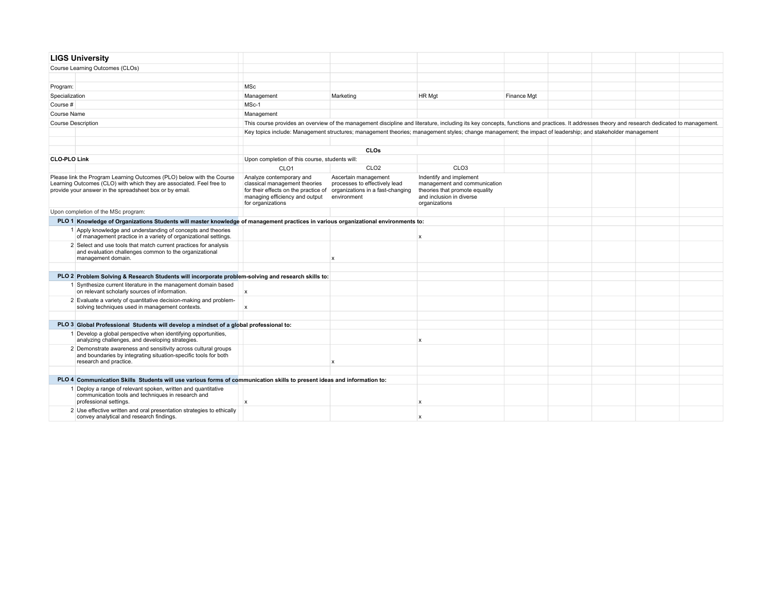# LIGS University

Course Learning Outcomes (CLOs)

| | | | | |
|---|---|---|---|---|
| Program: | MSc | | | |
| Specialization | Management | Marketing | HR Mgt | Finance Mgt |
| Course # | MSc-1 | | | |
| Course Name | Management | | | |
| Course Description | This course provides an overview of the management discipline and literature, including its key concepts, functions and practices. It addresses theory and research dedicated to management. | | | |
| | Key topics include: Management structures; management theories; management styles; change management; the impact of leadership; and stakeholder management | | | |

| | | **CLOs** | |
|---|---|---|---|
| **CLO-PLO Link** | Upon completion of this course, students will: | | |
| | CLO1 | CLO2 | CLO3 |
| Please link the Program Learning Outcomes (PLO) below with the Course Learning Outcomes (CLO) with which they are associated. Feel free to provide your answer in the spreadsheet box or by email. | Analyze contemporary and classical management theories for their effects on the practice of managing efficiency and output for organizations | Ascertain management processes to effectively lead organizations in a fast-changing environment | Indentify and implement management and communication theories that promote equality and inclusion in diverse organizations |
| Upon completion of the MSc program: | | | |
| **PLO 1 Knowledge of Organizations Students will master knowledge of management practices in various organizational environments to:** | | | |
| 1 Apply knowledge and understanding of concepts and theories of management practice in a variety of organizational settings. | | | x |
| 2 Select and use tools that match current practices for analysis and evaluation challenges common to the organizational management domain. | | x | |
| **PLO 2 Problem Solving & Research Students will incorporate problem-solving and research skills to:** | | | |
| 1 Synthesize current literature in the management domain based on relevant scholarly sources of information. | x | | |
| 2 Evaluate a variety of quantitative decision-making and problem-solving techniques used in management contexts. | x | | |
| **PLO 3 Global Professional Students will develop a mindset of a global professional to:** | | | |
| 1 Develop a global perspective when identifying opportunities, analyzing challenges, and developing strategies. | | | x |
| 2 Demonstrate awareness and sensitivity across cultural groups and boundaries by integrating situation-specific tools for both research and practice. | | x | |
| **PLO 4 Communication Skills Students will use various forms of communication skills to present ideas and information to:** | | | |
| 1 Deploy a range of relevant spoken, written and quantitative communication tools and techniques in research and professional settings. | x | | x |
| 2 Use effective written and oral presentation strategies to ethically convey analytical and research findings. | | | x |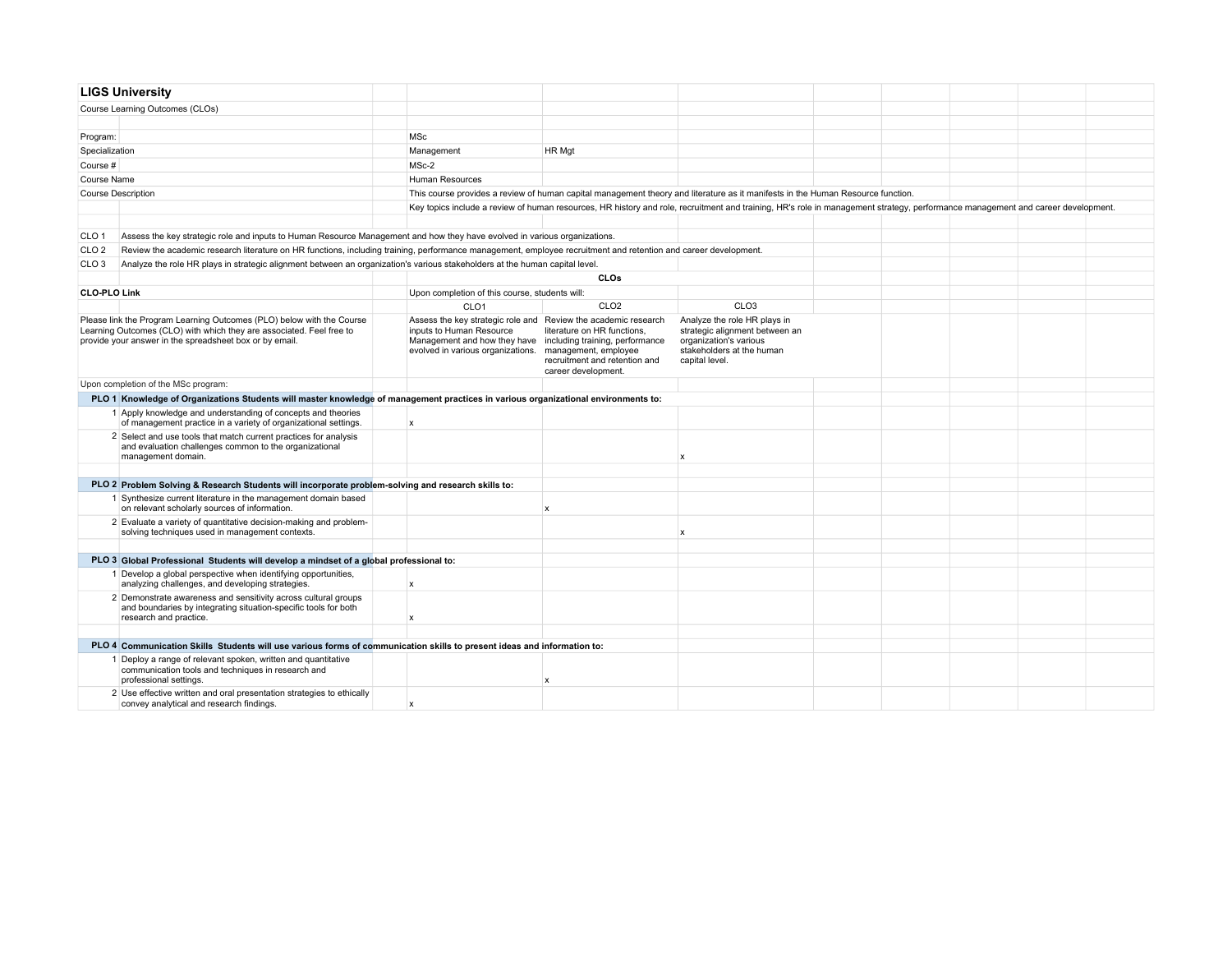# LIGS University

Course Learning Outcomes (CLOs)

| | |
|---|---|
| Program: | MSc |
| Specialization | Management — HR Mgt |
| Course # | MSc-2 |
| Course Name | Human Resources |
| Course Description | This course provides a review of human capital management theory and literature as it manifests in the Human Resource function. |
| | Key topics include a review of human resources, HR history and role, recruitment and training, HR's role in management strategy, performance management and career development. |

- **CLO 1** Assess the key strategic role and inputs to Human Resource Management and how they have evolved in various organizations.
- **CLO 2** Review the academic research literature on HR functions, including training, performance management, employee recruitment and retention and career development.
- **CLO 3** Analyze the role HR plays in strategic alignment between an organization's various stakeholders at the human capital level.

**CLO-PLO Link**

Please link the Program Learning Outcomes (PLO) below with the Course Learning Outcomes (CLO) with which they are associated. Feel free to provide your answer in the spreadsheet box or by email.

Upon completion of this course, students will:

| | | **CLOs** | | |
|---|---|---|---|---|
| | | CLO1 | CLO2 | CLO3 |
| | | Assess the key strategic role and inputs to Human Resource Management and how they have evolved in various organizations. | Review the academic research literature on HR functions, including training, performance management, employee recruitment and retention and career development. | Analyze the role HR plays in strategic alignment between an organization's various stakeholders at the human capital level. |
| Upon completion of the MSc program: | | | | |
| **PLO 1** | **Knowledge of Organizations Students will master knowledge of management practices in various organizational environments to:** | | | |
| 1 | Apply knowledge and understanding of concepts and theories of management practice in a variety of organizational settings. | x | | |
| 2 | Select and use tools that match current practices for analysis and evaluation challenges common to the organizational management domain. | | | x |
| **PLO 2** | **Problem Solving & Research Students will incorporate problem-solving and research skills to:** | | | |
| 1 | Synthesize current literature in the management domain based on relevant scholarly sources of information. | | x | |
| 2 | Evaluate a variety of quantitative decision-making and problem-solving techniques used in management contexts. | | | x |
| **PLO 3** | **Global Professional Students will develop a mindset of a global professional to:** | | | |
| 1 | Develop a global perspective when identifying opportunities, analyzing challenges, and developing strategies. | x | | |
| 2 | Demonstrate awareness and sensitivity across cultural groups and boundaries by integrating situation-specific tools for both research and practice. | x | | |
| **PLO 4** | **Communication Skills Students will use various forms of communication skills to present ideas and information to:** | | | |
| 1 | Deploy a range of relevant spoken, written and quantitative communication tools and techniques in research and professional settings. | | x | |
| 2 | Use effective written and oral presentation strategies to ethically convey analytical and research findings. | x | | |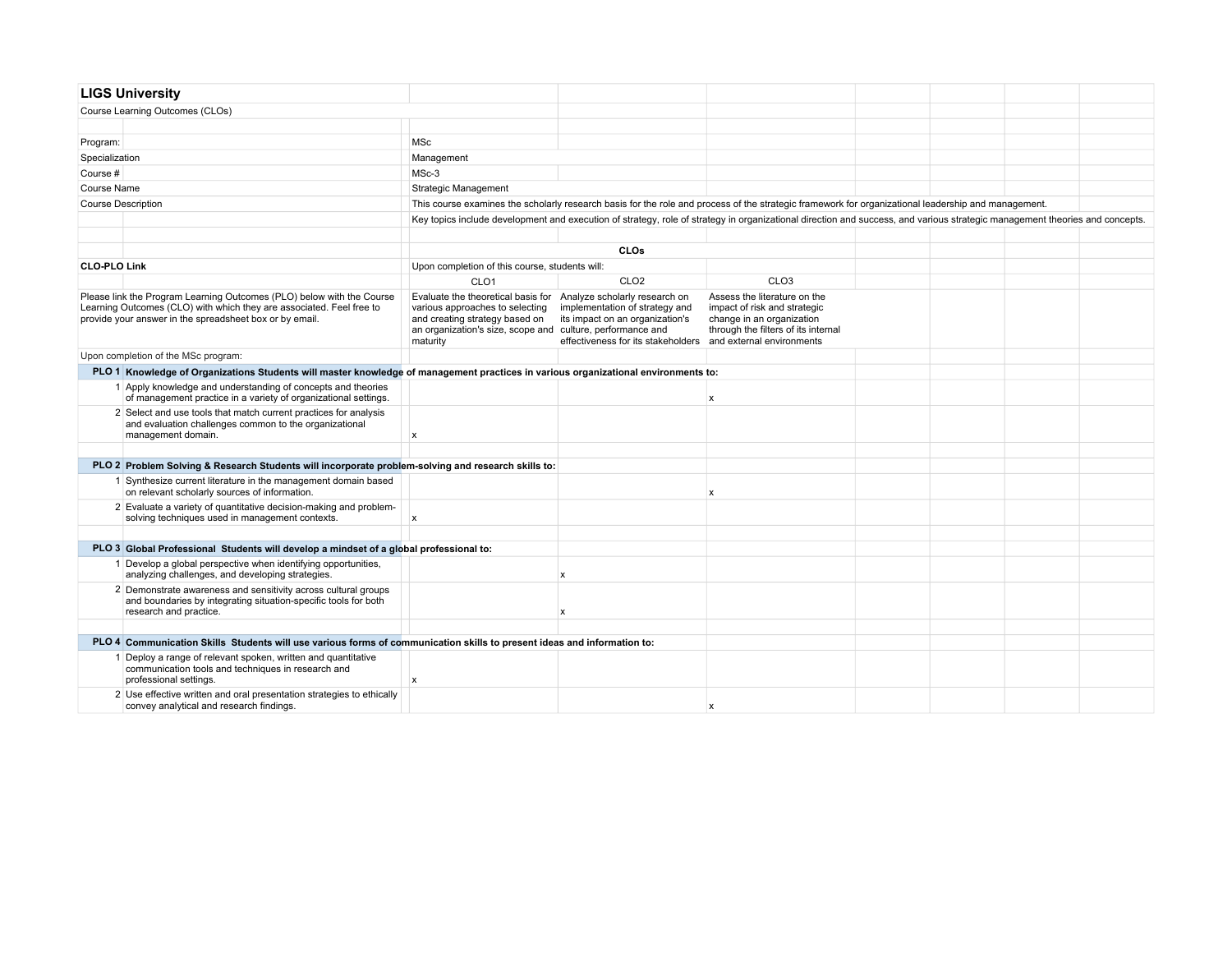# LIGS University

Course Learning Outcomes (CLOs)

| | |
|---|---|
| Program: | MSc |
| Specialization | Management |
| Course # | MSc-3 |
| Course Name | Strategic Management |
| Course Description | This course examines the scholarly research basis for the role and process of the strategic framework for organizational leadership and management. |
| | Key topics include development and execution of strategy, role of strategy in organizational direction and success, and various strategic management theories and concepts. |

| CLO-PLO Link | | CLOs | |
|---|---|---|---|
| | Upon completion of this course, students will: | | |
| | CLO1 | CLO2 | CLO3 |
| Please link the Program Learning Outcomes (PLO) below with the Course Learning Outcomes (CLO) with which they are associated. Feel free to provide your answer in the spreadsheet box or by email. | Evaluate the theoretical basis for various approaches to selecting and creating strategy based on an organization's size, scope and maturity | Analyze scholarly research on implementation of strategy and its impact on an organization's culture, performance and effectiveness for its stakeholders | Assess the literature on the impact of risk and strategic change in an organization through the filters of its internal and external environments |
| Upon completion of the MSc program: | | | |
| **PLO 1 Knowledge of Organizations Students will master knowledge of management practices in various organizational environments to:** | | | |
| 1 Apply knowledge and understanding of concepts and theories of management practice in a variety of organizational settings. | | | x |
| 2 Select and use tools that match current practices for analysis and evaluation challenges common to the organizational management domain. | x | | |
| **PLO 2 Problem Solving & Research Students will incorporate problem-solving and research skills to:** | | | |
| 1 Synthesize current literature in the management domain based on relevant scholarly sources of information. | | | x |
| 2 Evaluate a variety of quantitative decision-making and problem-solving techniques used in management contexts. | x | | |
| **PLO 3 Global Professional Students will develop a mindset of a global professional to:** | | | |
| 1 Develop a global perspective when identifying opportunities, analyzing challenges, and developing strategies. | | x | |
| 2 Demonstrate awareness and sensitivity across cultural groups and boundaries by integrating situation-specific tools for both research and practice. | | x | |
| **PLO 4 Communication Skills Students will use various forms of communication skills to present ideas and information to:** | | | |
| 1 Deploy a range of relevant spoken, written and quantitative communication tools and techniques in research and professional settings. | x | | |
| 2 Use effective written and oral presentation strategies to ethically convey analytical and research findings. | | | x |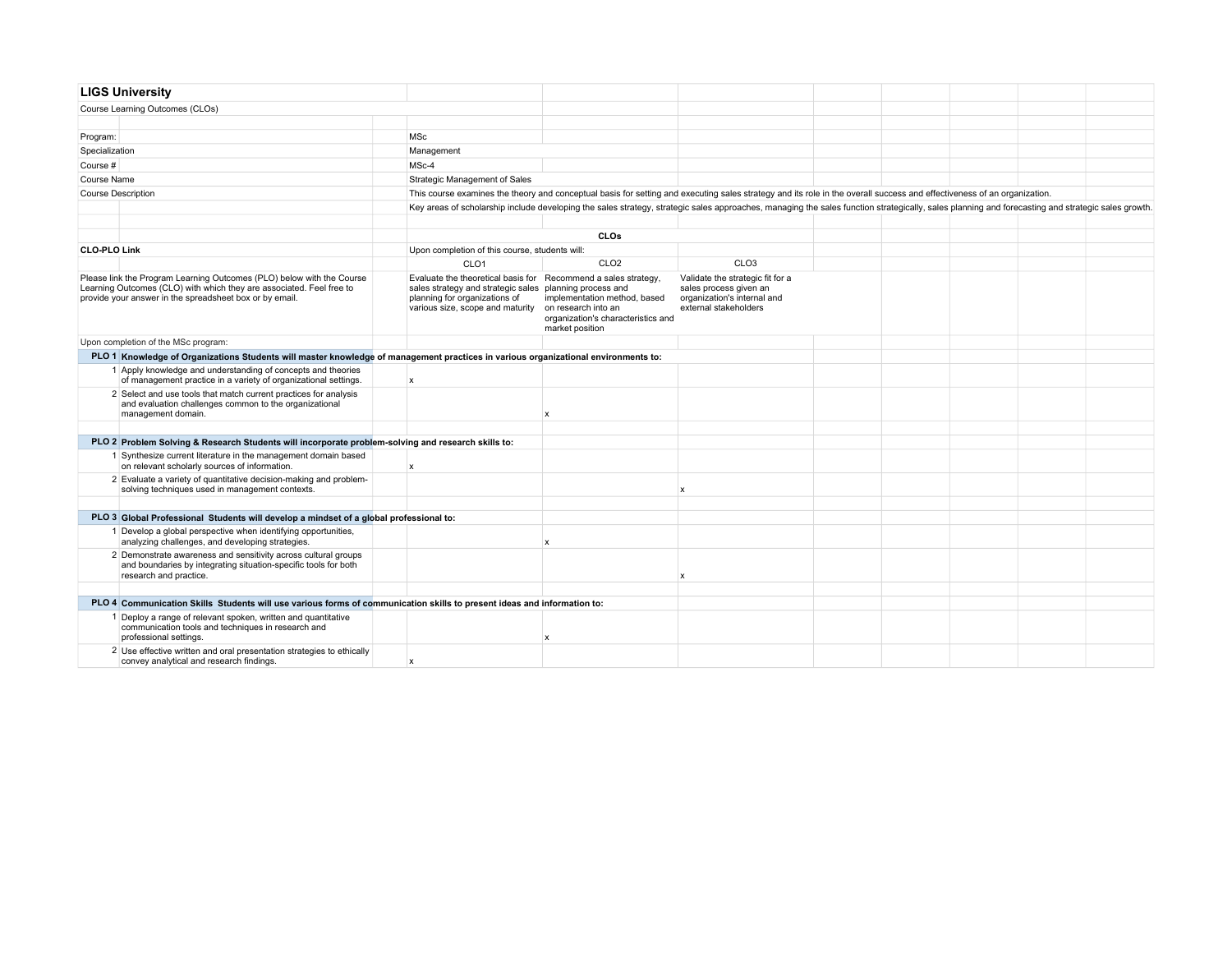# LIGS University

Course Learning Outcomes (CLOs)

| | |
|---|---|
| Program: | MSc |
| Specialization | Management |
| Course # | MSc-4 |
| Course Name | Strategic Management of Sales |
| Course Description | This course examines the theory and conceptual basis for setting and executing sales strategy and its role in the overall success and effectiveness of an organization. |
| | Key areas of scholarship include developing the sales strategy, strategic sales approaches, managing the sales function strategically, sales planning and forecasting and strategic sales growth. |

**CLOs**

**CLO-PLO Link**

Upon completion of this course, students will:

| | CLO1 | CLO2 | CLO3 |
|---|---|---|---|
| Please link the Program Learning Outcomes (PLO) below with the Course Learning Outcomes (CLO) with which they are associated. Feel free to provide your answer in the spreadsheet box or by email. | Evaluate the theoretical basis for sales strategy and strategic sales planning for organizations of various size, scope and maturity | Recommend a sales strategy, planning process and implementation method, based on research into an organization's characteristics and market position | Validate the strategic fit for a sales process given an organization's internal and external stakeholders |
| Upon completion of the MSc program: | | | |
| **PLO 1 Knowledge of Organizations Students will master knowledge of management practices in various organizational environments to:** | | | |
| 1 Apply knowledge and understanding of concepts and theories of management practice in a variety of organizational settings. | x | | |
| 2 Select and use tools that match current practices for analysis and evaluation challenges common to the organizational management domain. | | x | |
| **PLO 2 Problem Solving & Research Students will incorporate problem-solving and research skills to:** | | | |
| 1 Synthesize current literature in the management domain based on relevant scholarly sources of information. | x | | |
| 2 Evaluate a variety of quantitative decision-making and problem-solving techniques used in management contexts. | | | x |
| **PLO 3 Global Professional Students will develop a mindset of a global professional to:** | | | |
| 1 Develop a global perspective when identifying opportunities, analyzing challenges, and developing strategies. | | x | |
| 2 Demonstrate awareness and sensitivity across cultural groups and boundaries by integrating situation-specific tools for both research and practice. | | | x |
| **PLO 4 Communication Skills Students will use various forms of communication skills to present ideas and information to:** | | | |
| 1 Deploy a range of relevant spoken, written and quantitative communication tools and techniques in research and professional settings. | | x | |
| 2 Use effective written and oral presentation strategies to ethically convey analytical and research findings. | x | | |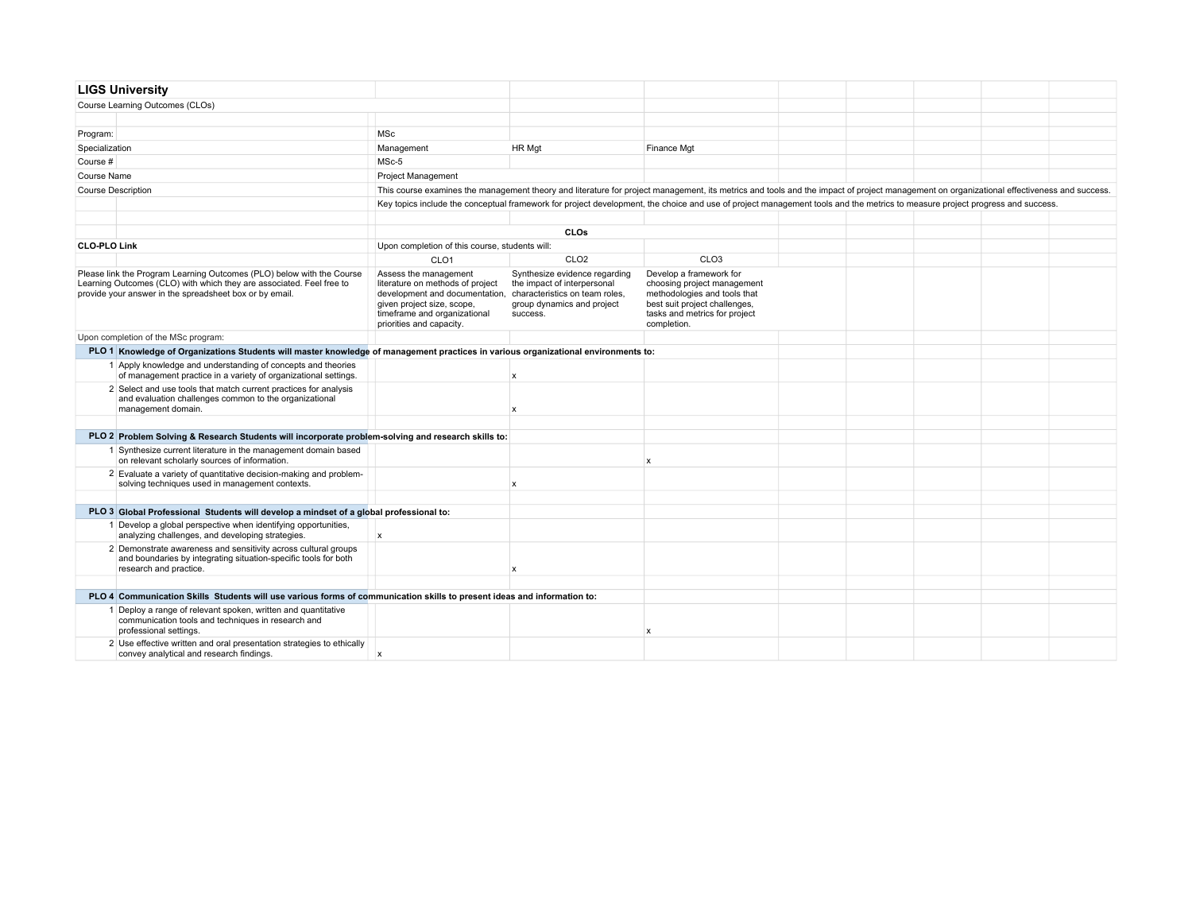# LIGS University

Course Learning Outcomes (CLOs)

| | | | |
|---|---|---|---|
| Program: | MSc | | |
| Specialization | Management | HR Mgt | Finance Mgt |
| Course # | MSc-5 | | |
| Course Name | Project Management | | |
| Course Description | This course examines the management theory and literature for project management, its metrics and tools and the impact of project management on organizational effectiveness and success. | | |
| | Key topics include the conceptual framework for project development, the choice and use of project management tools and the metrics to measure project progress and success. | | |

| | | **CLOs** | |
|---|---|---|---|
| **CLO-PLO Link** | Upon completion of this course, students will: | | |
| | CLO1 | CLO2 | CLO3 |
| Please link the Program Learning Outcomes (PLO) below with the Course Learning Outcomes (CLO) with which they are associated. Feel free to provide your answer in the spreadsheet box or by email. | Assess the management literature on methods of project development and documentation, given project size, scope, timeframe and organizational priorities and capacity. | Synthesize evidence regarding the impact of interpersonal characteristics on team roles, group dynamics and project success. | Develop a framework for choosing project management methodologies and tools that best suit project challenges, tasks and metrics for project completion. |
| Upon completion of the MSc program: | | | |
| **PLO 1 Knowledge of Organizations Students will master knowledge of management practices in various organizational environments to:** | | | |
| 1 Apply knowledge and understanding of concepts and theories of management practice in a variety of organizational settings. | | x | |
| 2 Select and use tools that match current practices for analysis and evaluation challenges common to the organizational management domain. | | x | |
| **PLO 2 Problem Solving & Research Students will incorporate problem-solving and research skills to:** | | | |
| 1 Synthesize current literature in the management domain based on relevant scholarly sources of information. | | | x |
| 2 Evaluate a variety of quantitative decision-making and problem-solving techniques used in management contexts. | | x | |
| **PLO 3 Global Professional Students will develop a mindset of a global professional to:** | | | |
| 1 Develop a global perspective when identifying opportunities, analyzing challenges, and developing strategies. | x | | |
| 2 Demonstrate awareness and sensitivity across cultural groups and boundaries by integrating situation-specific tools for both research and practice. | | x | |
| **PLO 4 Communication Skills Students will use various forms of communication skills to present ideas and information to:** | | | |
| 1 Deploy a range of relevant spoken, written and quantitative communication tools and techniques in research and professional settings. | | | x |
| 2 Use effective written and oral presentation strategies to ethically convey analytical and research findings. | x | | |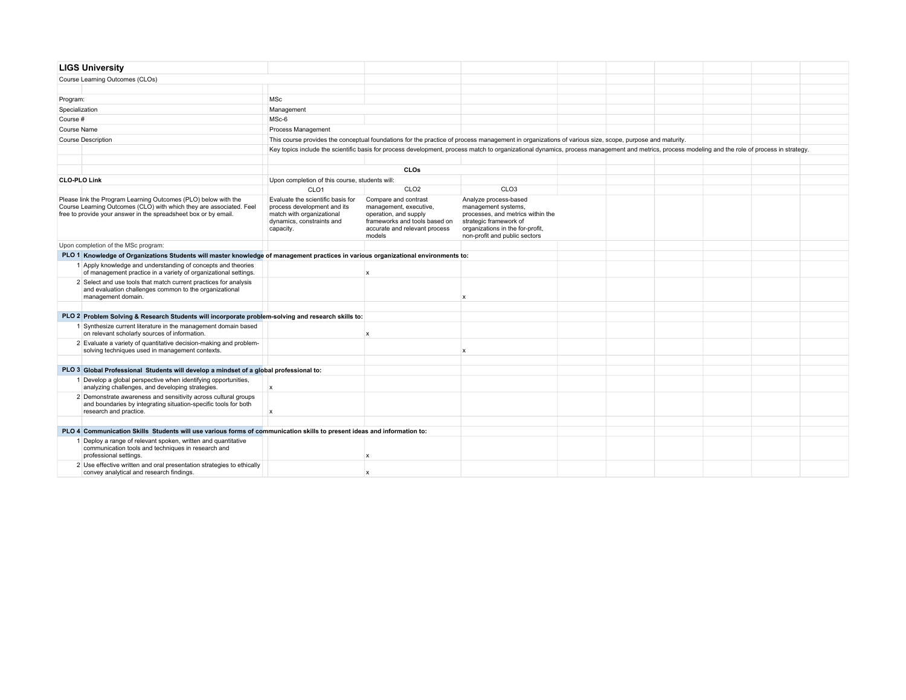# LIGS University

Course Learning Outcomes (CLOs)

| | |
|---|---|
| Program: | MSc |
| Specialization | Management |
| Course # | MSc-6 |
| Course Name | Process Management |
| Course Description | This course provides the conceptual foundations for the practice of process management in organizations of various size, scope, purpose and maturity. |
| | Key topics include the scientific basis for process development, process match to organizational dynamics, process management and metrics, process modeling and the role of process in strategy. |

**CLOs**

**CLO-PLO Link** — Upon completion of this course, students will:

| | | CLO1 | CLO2 | CLO3 |
|---|---|---|---|---|
| Please link the Program Learning Outcomes (PLO) below with the Course Learning Outcomes (CLO) with which they are associated. Feel free to provide your answer in the spreadsheet box or by email. | | Evaluate the scientific basis for process development and its match with organizational dynamics, constraints and capacity. | Compare and contrast management, executive, operation, and supply frameworks and tools based on accurate and relevant process models | Analyze process-based management systems, processes, and metrics within the strategic framework of organizations in the for-profit, non-profit and public sectors |
| Upon completion of the MSc program: | | | | |
| **PLO 1** | **Knowledge of Organizations Students will master knowledge of management practices in various organizational environments to:** | | | |
| 1 | Apply knowledge and understanding of concepts and theories of management practice in a variety of organizational settings. | | x | |
| 2 | Select and use tools that match current practices for analysis and evaluation challenges common to the organizational management domain. | | | x |
| **PLO 2** | **Problem Solving & Research Students will incorporate problem-solving and research skills to:** | | | |
| 1 | Synthesize current literature in the management domain based on relevant scholarly sources of information. | | x | |
| 2 | Evaluate a variety of quantitative decision-making and problem-solving techniques used in management contexts. | | | x |
| **PLO 3** | **Global Professional Students will develop a mindset of a global professional to:** | | | |
| 1 | Develop a global perspective when identifying opportunities, analyzing challenges, and developing strategies. | x | | |
| 2 | Demonstrate awareness and sensitivity across cultural groups and boundaries by integrating situation-specific tools for both research and practice. | x | | |
| **PLO 4** | **Communication Skills Students will use various forms of communication skills to present ideas and information to:** | | | |
| 1 | Deploy a range of relevant spoken, written and quantitative communication tools and techniques in research and professional settings. | | x | |
| 2 | Use effective written and oral presentation strategies to ethically convey analytical and research findings. | | x | |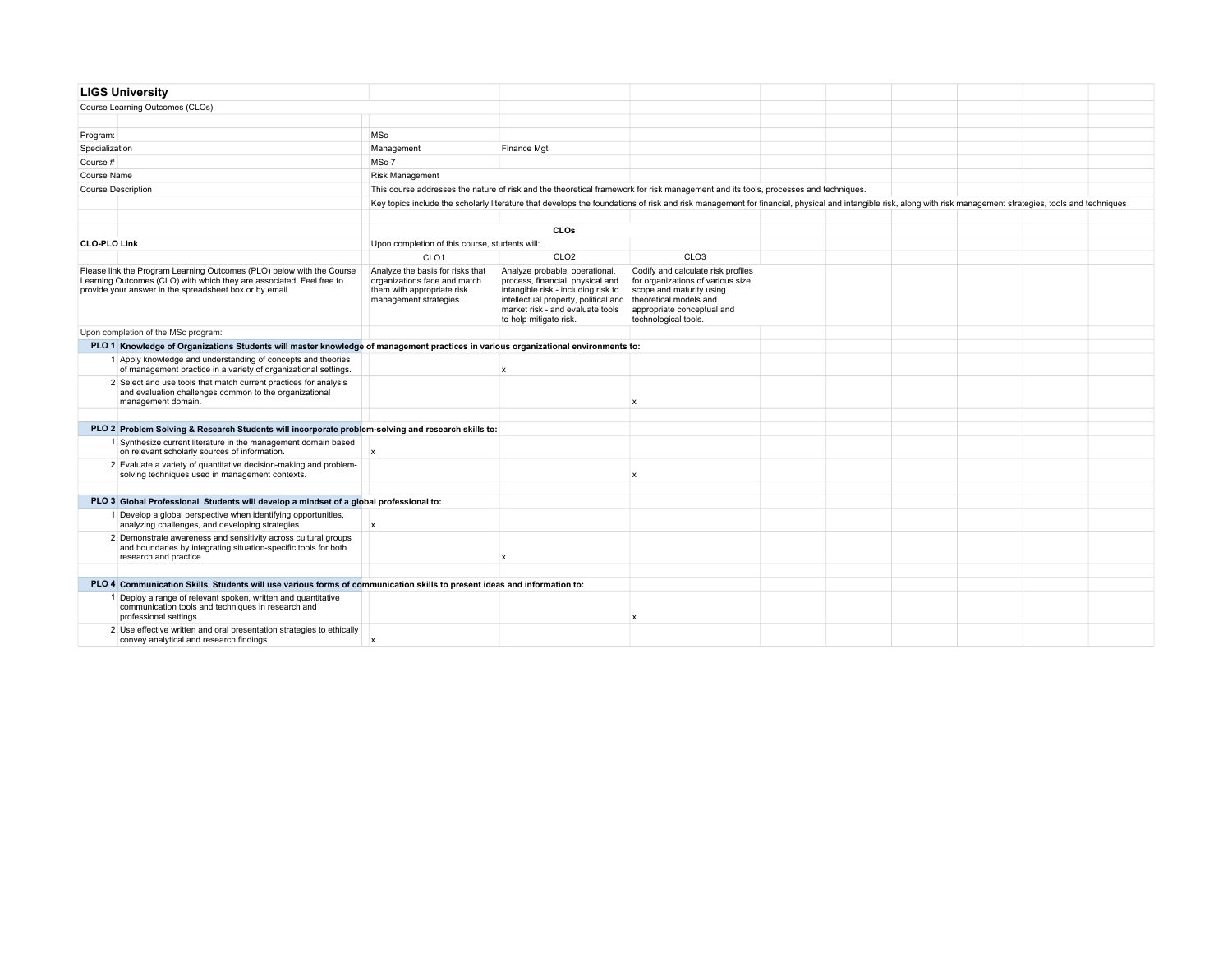# LIGS University

Course Learning Outcomes (CLOs)

| | | | |
|---|---|---|---|
| Program: | MSc | | |
| Specialization | Management | Finance Mgt | |
| Course # | MSc-7 | | |
| Course Name | Risk Management | | |
| Course Description | This course addresses the nature of risk and the theoretical framework for risk management and its tools, processes and techniques. | | |
| | Key topics include the scholarly literature that develops the foundations of risk and risk management for financial, physical and intangible risk, along with risk management strategies, tools and techniques | | |

| | | **CLOs** | |
|---|---|---|---|
| **CLO-PLO Link** | Upon completion of this course, students will: | | |
| | CLO1 | CLO2 | CLO3 |
| Please link the Program Learning Outcomes (PLO) below with the Course Learning Outcomes (CLO) with which they are associated. Feel free to provide your answer in the spreadsheet box or by email. | Analyze the basis for risks that organizations face and match them with appropriate risk management strategies. | Analyze probable, operational, process, financial, physical and intangible risk - including risk to intellectual property, political and market risk - and evaluate tools to help mitigate risk. | Codify and calculate risk profiles for organizations of various size, scope and maturity using theoretical models and appropriate conceptual and technological tools. |
| Upon completion of the MSc program: | | | |
| **PLO 1 Knowledge of Organizations Students will master knowledge of management practices in various organizational environments to:** | | | |
| 1 Apply knowledge and understanding of concepts and theories of management practice in a variety of organizational settings. | | x | |
| 2 Select and use tools that match current practices for analysis and evaluation challenges common to the organizational management domain. | | | x |
| **PLO 2 Problem Solving & Research Students will incorporate problem-solving and research skills to:** | | | |
| 1 Synthesize current literature in the management domain based on relevant scholarly sources of information. | x | | |
| 2 Evaluate a variety of quantitative decision-making and problem-solving techniques used in management contexts. | | | x |
| **PLO 3 Global Professional Students will develop a mindset of a global professional to:** | | | |
| 1 Develop a global perspective when identifying opportunities, analyzing challenges, and developing strategies. | x | | |
| 2 Demonstrate awareness and sensitivity across cultural groups and boundaries by integrating situation-specific tools for both research and practice. | | x | |
| **PLO 4 Communication Skills Students will use various forms of communication skills to present ideas and information to:** | | | |
| 1 Deploy a range of relevant spoken, written and quantitative communication tools and techniques in research and professional settings. | | | x |
| 2 Use effective written and oral presentation strategies to ethically convey analytical and research findings. | x | | |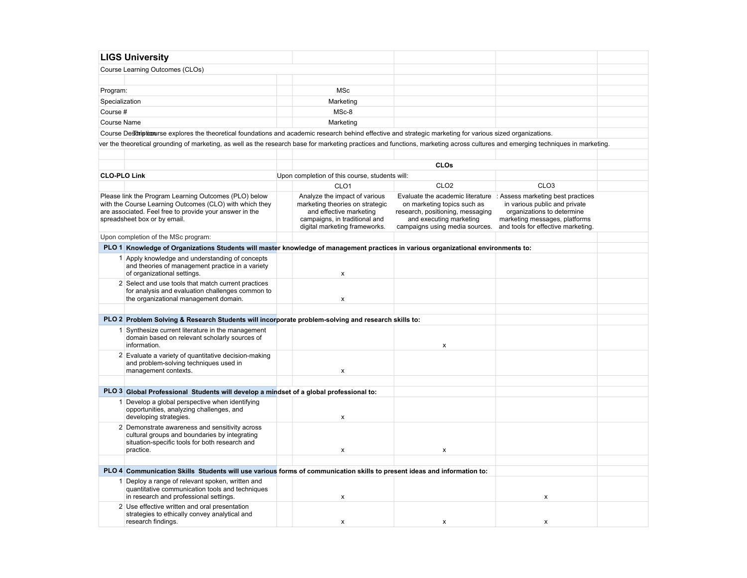# LIGS University

Course Learning Outcomes (CLOs)

| | |
|---|---|
| Program: | MSc |
| Specialization | Marketing |
| Course # | MSc-8 |
| Course Name | Marketing |

Course DescriptionThis course explores the theoretical foundations and academic research behind effective and strategic marketing for various sized organizations.

ver the theoretical grounding of marketing, as well as the research base for marketing practices and functions, marketing across cultures and emerging techniques in marketing.

| CLO-PLO Link | | CLOs | | |
|---|---|---|---|---|
| | | Upon completion of this course, students will: | | |
| | | CLO1 | CLO2 | CLO3 |
| Please link the Program Learning Outcomes (PLO) below with the Course Learning Outcomes (CLO) with which they are associated. Feel free to provide your answer in the spreadsheet box or by email. | | Analyze the impact of various marketing theories on strategic and effective marketing campaigns, in traditional and digital marketing frameworks. | Evaluate the academic literature on marketing topics such as research, positioning, messaging and executing marketing campaigns using media sources. | : Assess marketing best practices in various public and private organizations to determine marketing messages, platforms and tools for effective marketing. |
| Upon completion of the MSc program: | | | | |
| **PLO 1** | **Knowledge of Organizations Students will master knowledge of management practices in various organizational environments to:** | | | |
| 1 | Apply knowledge and understanding of concepts and theories of management practice in a variety of organizational settings. | x | | |
| 2 | Select and use tools that match current practices for analysis and evaluation challenges common to the organizational management domain. | x | | |
| **PLO 2** | **Problem Solving & Research Students will incorporate problem-solving and research skills to:** | | | |
| 1 | Synthesize current literature in the management domain based on relevant scholarly sources of information. | | x | |
| 2 | Evaluate a variety of quantitative decision-making and problem-solving techniques used in management contexts. | x | | |
| **PLO 3** | **Global Professional Students will develop a mindset of a global professional to:** | | | |
| 1 | Develop a global perspective when identifying opportunities, analyzing challenges, and developing strategies. | x | | |
| 2 | Demonstrate awareness and sensitivity across cultural groups and boundaries by integrating situation-specific tools for both research and practice. | x | x | |
| **PLO 4** | **Communication Skills Students will use various forms of communication skills to present ideas and information to:** | | | |
| 1 | Deploy a range of relevant spoken, written and quantitative communication tools and techniques in research and professional settings. | x | | x |
| 2 | Use effective written and oral presentation strategies to ethically convey analytical and research findings. | x | x | x |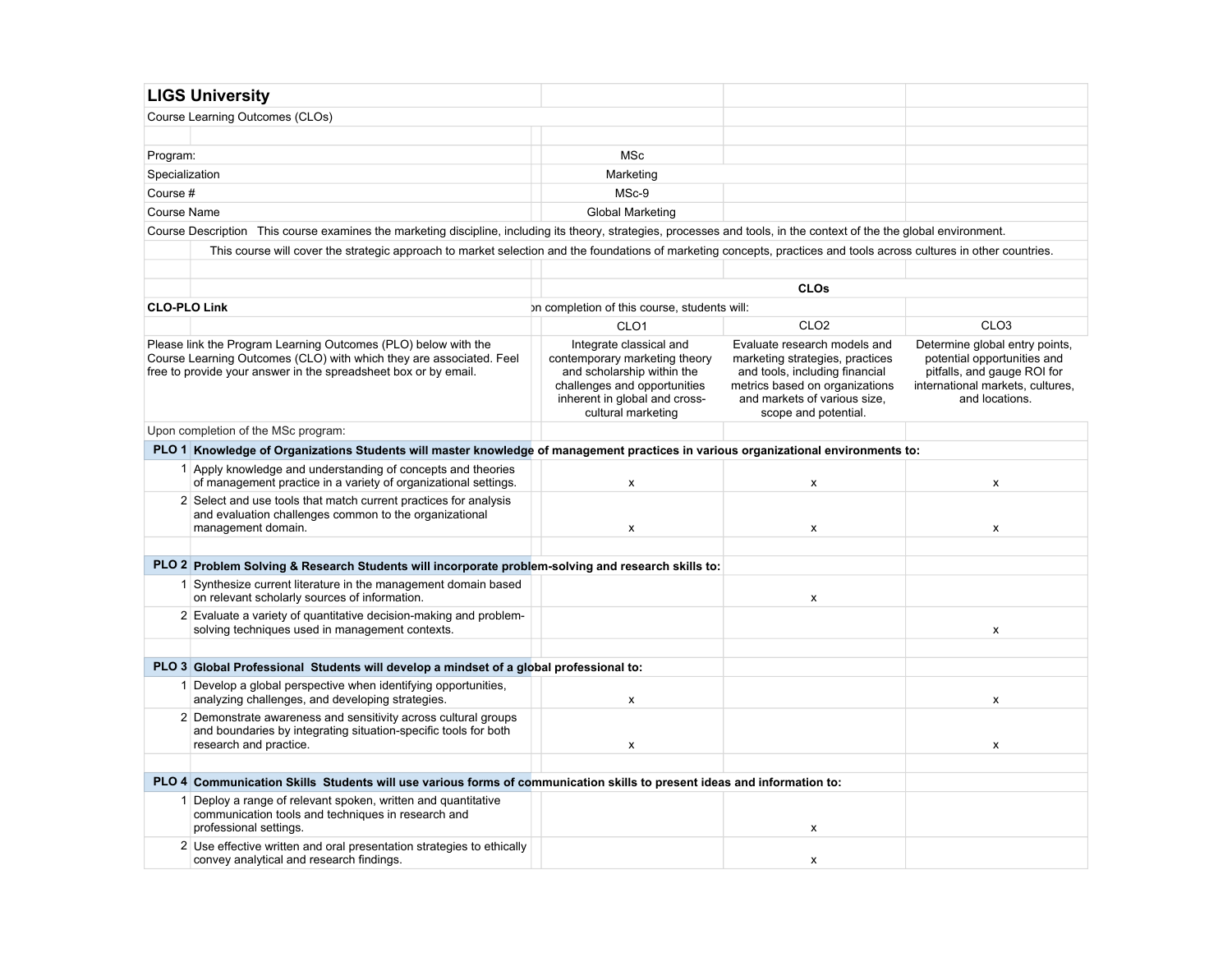## LIGS University

Course Learning Outcomes (CLOs)

| | |
|---|---|
| Program: | MSc |
| Specialization | Marketing |
| Course # | MSc-9 |
| Course Name | Global Marketing |

Course Description This course examines the marketing discipline, including its theory, strategies, processes and tools, in the context of the the global environment.

This course will cover the strategic approach to market selection and the foundations of marketing concepts, practices and tools across cultures in other countries.

| CLO-PLO Link | | CLOs | |
|---|---|---|---|
| | On completion of this course, students will: | | |
| | CLO1 | CLO2 | CLO3 |
| Please link the Program Learning Outcomes (PLO) below with the Course Learning Outcomes (CLO) with which they are associated. Feel free to provide your answer in the spreadsheet box or by email. | Integrate classical and contemporary marketing theory and scholarship within the challenges and opportunities inherent in global and cross-cultural marketing | Evaluate research models and marketing strategies, practices and tools, including financial metrics based on organizations and markets of various size, scope and potential. | Determine global entry points, potential opportunities and pitfalls, and gauge ROI for international markets, cultures, and locations. |
| Upon completion of the MSc program: | | | |
| **PLO 1 Knowledge of Organizations Students will master knowledge of management practices in various organizational environments to:** | | | |
| 1 Apply knowledge and understanding of concepts and theories of management practice in a variety of organizational settings. | x | x | x |
| 2 Select and use tools that match current practices for analysis and evaluation challenges common to the organizational management domain. | x | x | x |
| **PLO 2 Problem Solving & Research Students will incorporate problem-solving and research skills to:** | | | |
| 1 Synthesize current literature in the management domain based on relevant scholarly sources of information. | | x | |
| 2 Evaluate a variety of quantitative decision-making and problem-solving techniques used in management contexts. | | | x |
| **PLO 3 Global Professional Students will develop a mindset of a global professional to:** | | | |
| 1 Develop a global perspective when identifying opportunities, analyzing challenges, and developing strategies. | x | | x |
| 2 Demonstrate awareness and sensitivity across cultural groups and boundaries by integrating situation-specific tools for both research and practice. | x | | x |
| **PLO 4 Communication Skills Students will use various forms of communication skills to present ideas and information to:** | | | |
| 1 Deploy a range of relevant spoken, written and quantitative communication tools and techniques in research and professional settings. | | x | |
| 2 Use effective written and oral presentation strategies to ethically convey analytical and research findings. | | x | |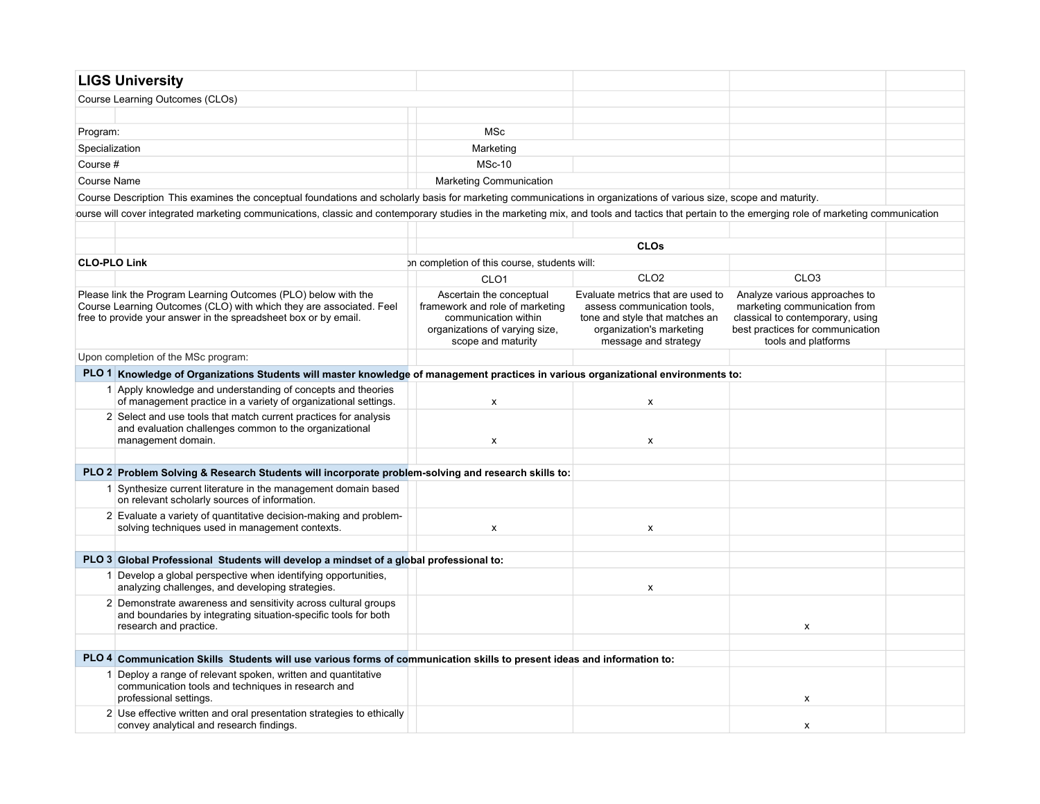# LIGS University

Course Learning Outcomes (CLOs)

| | |
|---|---|
| Program: | MSc |
| Specialization | Marketing |
| Course # | MSc-10 |
| Course Name | Marketing Communication |

Course Description This examines the conceptual foundations and scholarly basis for marketing communications in organizations of various size, scope and maturity.

ourse will cover integrated marketing communications, classic and contemporary studies in the marketing mix, and tools and tactics that pertain to the emerging role of marketing communication

| | | CLOs | | |
|---|---|---|---|---|
| **CLO-PLO Link** | | on completion of this course, students will: | | |
| | | CLO1 | CLO2 | CLO3 |
| Please link the Program Learning Outcomes (PLO) below with the Course Learning Outcomes (CLO) with which they are associated. Feel free to provide your answer in the spreadsheet box or by email. | | Ascertain the conceptual framework and role of marketing communication within organizations of varying size, scope and maturity | Evaluate metrics that are used to assess communication tools, tone and style that matches an organization's marketing message and strategy | Analyze various approaches to marketing communication from classical to contemporary, using best practices for communication tools and platforms |
| Upon completion of the MSc program: | | | | |
| **PLO 1** | **Knowledge of Organizations Students will master knowledge of management practices in various organizational environments to:** | | | |
| 1 | Apply knowledge and understanding of concepts and theories of management practice in a variety of organizational settings. | x | x | |
| 2 | Select and use tools that match current practices for analysis and evaluation challenges common to the organizational management domain. | x | x | |
| **PLO 2** | **Problem Solving & Research Students will incorporate problem-solving and research skills to:** | | | |
| 1 | Synthesize current literature in the management domain based on relevant scholarly sources of information. | | | |
| 2 | Evaluate a variety of quantitative decision-making and problem-solving techniques used in management contexts. | x | x | |
| **PLO 3** | **Global Professional Students will develop a mindset of a global professional to:** | | | |
| 1 | Develop a global perspective when identifying opportunities, analyzing challenges, and developing strategies. | | x | |
| 2 | Demonstrate awareness and sensitivity across cultural groups and boundaries by integrating situation-specific tools for both research and practice. | | | x |
| **PLO 4** | **Communication Skills Students will use various forms of communication skills to present ideas and information to:** | | | |
| 1 | Deploy a range of relevant spoken, written and quantitative communication tools and techniques in research and professional settings. | | | x |
| 2 | Use effective written and oral presentation strategies to ethically convey analytical and research findings. | | | x |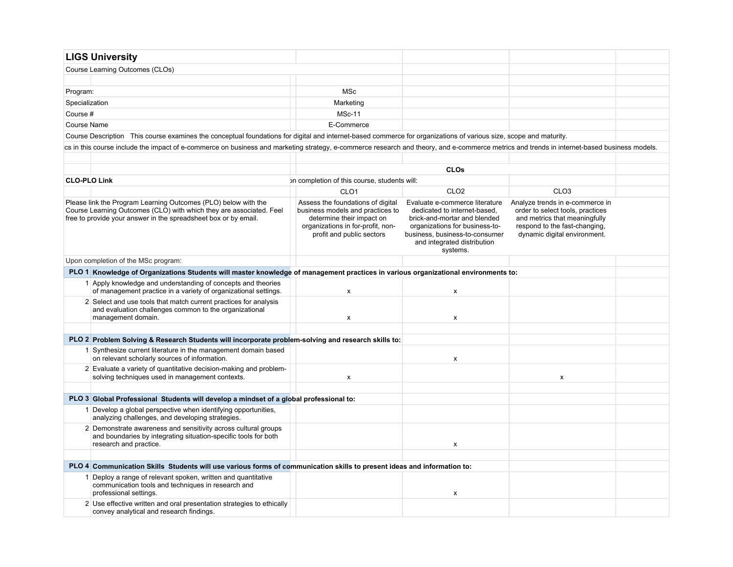# LIGS University

Course Learning Outcomes (CLOs)

| | |
|---|---|
| Program: | MSc |
| Specialization | Marketing |
| Course # | MSc-11 |
| Course Name | E-Commerce |

Course Description This course examines the conceptual foundations for digital and internet-based commerce for organizations of various size, scope and maturity.

cs in this course include the impact of e-commerce on business and marketing strategy, e-commerce research and theory, and e-commerce metrics and trends in internet-based business models.

| CLO-PLO Link | | CLOs | | |
|---|---|---|---|---|
| | | on completion of this course, students will: | | |
| | | CLO1 | CLO2 | CLO3 |
| Please link the Program Learning Outcomes (PLO) below with the Course Learning Outcomes (CLO) with which they are associated. Feel free to provide your answer in the spreadsheet box or by email. | | Assess the foundations of digital business models and practices to determine their impact on organizations in for-profit, non-profit and public sectors | Evaluate e-commerce literature dedicated to internet-based, brick-and-mortar and blended organizations for business-to-business, business-to-consumer and integrated distribution systems. | Analyze trends in e-commerce in order to select tools, practices and metrics that meaningfully respond to the fast-changing, dynamic digital environment. |
| Upon completion of the MSc program: | | | | |
| **PLO 1** | **Knowledge of Organizations Students will master knowledge of management practices in various organizational environments to:** | | | |
| 1 | Apply knowledge and understanding of concepts and theories of management practice in a variety of organizational settings. | x | x | |
| 2 | Select and use tools that match current practices for analysis and evaluation challenges common to the organizational management domain. | x | x | |
| **PLO 2** | **Problem Solving & Research Students will incorporate problem-solving and research skills to:** | | | |
| 1 | Synthesize current literature in the management domain based on relevant scholarly sources of information. | | x | |
| 2 | Evaluate a variety of quantitative decision-making and problem-solving techniques used in management contexts. | x | | x |
| **PLO 3** | **Global Professional Students will develop a mindset of a global professional to:** | | | |
| 1 | Develop a global perspective when identifying opportunities, analyzing challenges, and developing strategies. | | | |
| 2 | Demonstrate awareness and sensitivity across cultural groups and boundaries by integrating situation-specific tools for both research and practice. | | x | |
| **PLO 4** | **Communication Skills Students will use various forms of communication skills to present ideas and information to:** | | | |
| 1 | Deploy a range of relevant spoken, written and quantitative communication tools and techniques in research and professional settings. | | x | |
| 2 | Use effective written and oral presentation strategies to ethically convey analytical and research findings. | | | |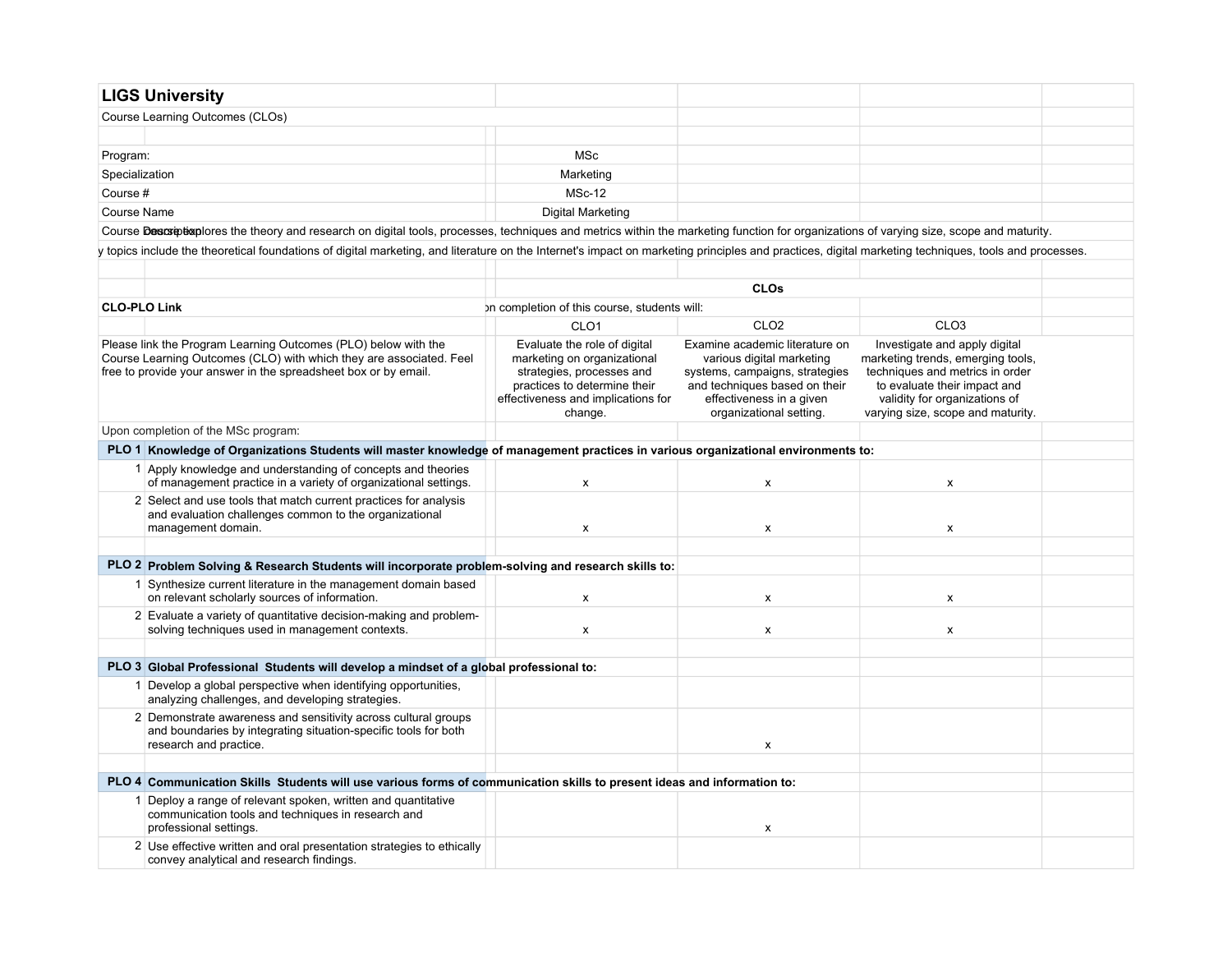# LIGS University

Course Learning Outcomes (CLOs)

| | |
|---|---|
| Program: | MSc |
| Specialization | Marketing |
| Course # | MSc-12 |
| Course Name | Digital Marketing |

Course Description: explores the theory and research on digital tools, processes, techniques and metrics within the marketing function for organizations of varying size, scope and maturity.

y topics include the theoretical foundations of digital marketing, and literature on the Internet's impact on marketing principles and practices, digital marketing techniques, tools and processes.

| | | CLOs | | |
|---|---|---|---|---|
| **CLO-PLO Link** | | on completion of this course, students will: | | |
| | | CLO1 | CLO2 | CLO3 |
| Please link the Program Learning Outcomes (PLO) below with the Course Learning Outcomes (CLO) with which they are associated. Feel free to provide your answer in the spreadsheet box or by email. | | Evaluate the role of digital marketing on organizational strategies, processes and practices to determine their effectiveness and implications for change. | Examine academic literature on various digital marketing systems, campaigns, strategies and techniques based on their effectiveness in a given organizational setting. | Investigate and apply digital marketing trends, emerging tools, techniques and metrics in order to evaluate their impact and validity for organizations of varying size, scope and maturity. |
| Upon completion of the MSc program: | | | | |
| **PLO 1** | **Knowledge of Organizations Students will master knowledge of management practices in various organizational environments to:** | | | |
| 1 | Apply knowledge and understanding of concepts and theories of management practice in a variety of organizational settings. | x | x | x |
| 2 | Select and use tools that match current practices for analysis and evaluation challenges common to the organizational management domain. | x | x | x |
| | | | | |
| **PLO 2** | **Problem Solving & Research Students will incorporate problem-solving and research skills to:** | | | |
| 1 | Synthesize current literature in the management domain based on relevant scholarly sources of information. | x | x | x |
| 2 | Evaluate a variety of quantitative decision-making and problem-solving techniques used in management contexts. | x | x | x |
| | | | | |
| **PLO 3** | **Global Professional Students will develop a mindset of a global professional to:** | | | |
| 1 | Develop a global perspective when identifying opportunities, analyzing challenges, and developing strategies. | | | |
| 2 | Demonstrate awareness and sensitivity across cultural groups and boundaries by integrating situation-specific tools for both research and practice. | | x | |
| | | | | |
| **PLO 4** | **Communication Skills Students will use various forms of communication skills to present ideas and information to:** | | | |
| 1 | Deploy a range of relevant spoken, written and quantitative communication tools and techniques in research and professional settings. | | x | |
| 2 | Use effective written and oral presentation strategies to ethically convey analytical and research findings. | | | |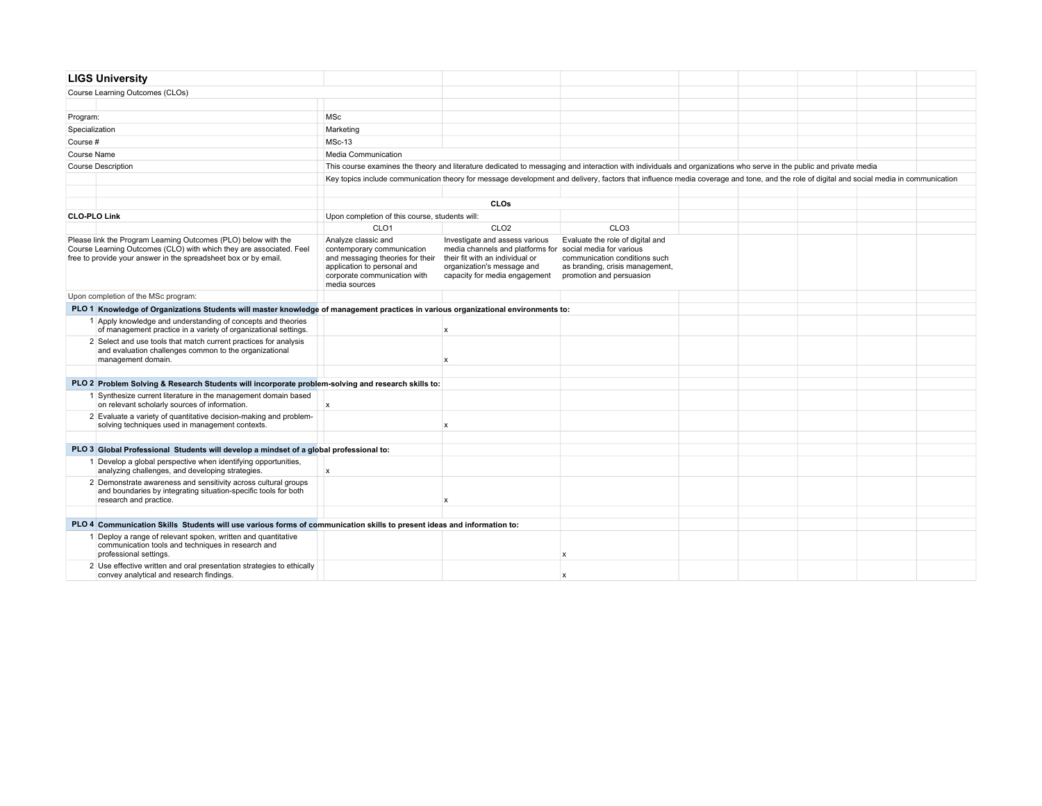# LIGS University

Course Learning Outcomes (CLOs)

| | |
|---|---|
| Program: | MSc |
| Specialization | Marketing |
| Course # | MSc-13 |
| Course Name | Media Communication |
| Course Description | This course examines the theory and literature dedicated to messaging and interaction with individuals and organizations who serve in the public and private media |
| | Key topics include communication theory for message development and delivery, factors that influence media coverage and tone, and the role of digital and social media in communication |

| **CLO-PLO Link** | **CLOs** Upon completion of this course, students will: | | |
|---|---|---|---|
| | CLO1 | CLO2 | CLO3 |
| Please link the Program Learning Outcomes (PLO) below with the Course Learning Outcomes (CLO) with which they are associated. Feel free to provide your answer in the spreadsheet box or by email. | Analyze classic and contemporary communication and messaging theories for their application to personal and corporate communication with media sources | Investigate and assess various media channels and platforms for their fit with an individual or organization's message and capacity for media engagement | Evaluate the role of digital and social media for various communication conditions such as branding, crisis management, promotion and persuasion |
| Upon completion of the MSc program: | | | |
| **PLO 1 Knowledge of Organizations Students will master knowledge of management practices in various organizational environments to:** | | | |
| 1 Apply knowledge and understanding of concepts and theories of management practice in a variety of organizational settings. | | x | |
| 2 Select and use tools that match current practices for analysis and evaluation challenges common to the organizational management domain. | | x | |
| **PLO 2 Problem Solving & Research Students will incorporate problem-solving and research skills to:** | | | |
| 1 Synthesize current literature in the management domain based on relevant scholarly sources of information. | x | | |
| 2 Evaluate a variety of quantitative decision-making and problem-solving techniques used in management contexts. | | x | |
| **PLO 3 Global Professional Students will develop a mindset of a global professional to:** | | | |
| 1 Develop a global perspective when identifying opportunities, analyzing challenges, and developing strategies. | x | | |
| 2 Demonstrate awareness and sensitivity across cultural groups and boundaries by integrating situation-specific tools for both research and practice. | | x | |
| **PLO 4 Communication Skills Students will use various forms of communication skills to present ideas and information to:** | | | |
| 1 Deploy a range of relevant spoken, written and quantitative communication tools and techniques in research and professional settings. | | | x |
| 2 Use effective written and oral presentation strategies to ethically convey analytical and research findings. | | | x |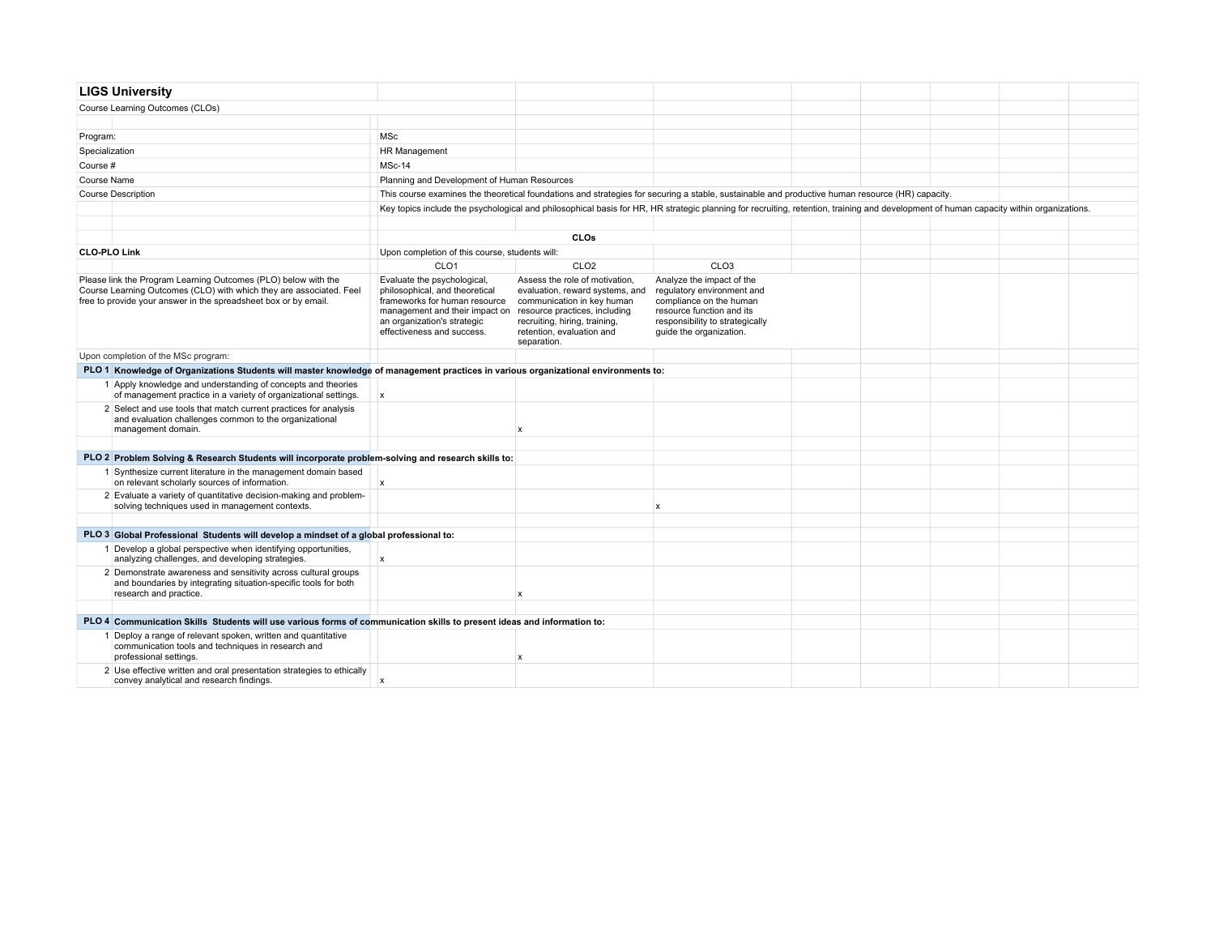# LIGS University

Course Learning Outcomes (CLOs)

| | |
|---|---|
| Program: | MSc |
| Specialization | HR Management |
| Course # | MSc-14 |
| Course Name | Planning and Development of Human Resources |
| Course Description | This course examines the theoretical foundations and strategies for securing a stable, sustainable and productive human resource (HR) capacity. |
| | Key topics include the psychological and philosophical basis for HR, HR strategic planning for recruiting, retention, training and development of human capacity within organizations. |

| | | **CLOs** | | |
|---|---|---|---|---|
| **CLO-PLO Link** | | Upon completion of this course, students will: | | |
| | | CLO1 | CLO2 | CLO3 |
| Please link the Program Learning Outcomes (PLO) below with the Course Learning Outcomes (CLO) with which they are associated. Feel free to provide your answer in the spreadsheet box or by email. | | Evaluate the psychological, philosophical, and theoretical frameworks for human resource management and their impact on an organization's strategic effectiveness and success. | Assess the role of motivation, evaluation, reward systems, and communication in key human resource practices, including recruiting, hiring, training, retention, evaluation and separation. | Analyze the impact of the regulatory environment and compliance on the human resource function and its responsibility to strategically guide the organization. |
| Upon completion of the MSc program: | | | | |
| **PLO 1** | **Knowledge of Organizations Students will master knowledge of management practices in various organizational environments to:** | | | |
| 1 | Apply knowledge and understanding of concepts and theories of management practice in a variety of organizational settings. | x | | |
| 2 | Select and use tools that match current practices for analysis and evaluation challenges common to the organizational management domain. | | x | |
| **PLO 2** | **Problem Solving & Research Students will incorporate problem-solving and research skills to:** | | | |
| 1 | Synthesize current literature in the management domain based on relevant scholarly sources of information. | x | | |
| 2 | Evaluate a variety of quantitative decision-making and problem-solving techniques used in management contexts. | | | x |
| **PLO 3** | **Global Professional Students will develop a mindset of a global professional to:** | | | |
| 1 | Develop a global perspective when identifying opportunities, analyzing challenges, and developing strategies. | x | | |
| 2 | Demonstrate awareness and sensitivity across cultural groups and boundaries by integrating situation-specific tools for both research and practice. | | x | |
| **PLO 4** | **Communication Skills Students will use various forms of communication skills to present ideas and information to:** | | | |
| 1 | Deploy a range of relevant spoken, written and quantitative communication tools and techniques in research and professional settings. | | x | |
| 2 | Use effective written and oral presentation strategies to ethically convey analytical and research findings. | x | | |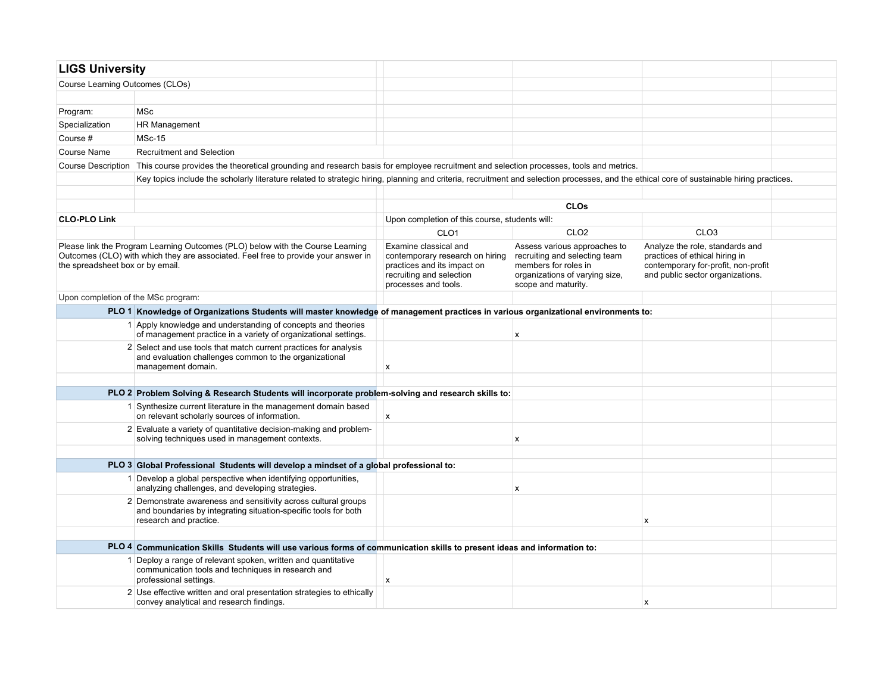# LIGS University

Course Learning Outcomes (CLOs)

| | |
|---|---|
| Program: | MSc |
| Specialization | HR Management |
| Course # | MSc-15 |
| Course Name | Recruitment and Selection |
| Course Description | This course provides the theoretical grounding and research basis for employee recruitment and selection processes, tools and metrics. |
| | Key topics include the scholarly literature related to strategic hiring, planning and criteria, recruitment and selection processes, and the ethical core of sustainable hiring practices. |

| | | CLOs | | |
|---|---|---|---|---|
| **CLO-PLO Link** | | Upon completion of this course, students will: | | |
| | | CLO1 | CLO2 | CLO3 |
| Please link the Program Learning Outcomes (PLO) below with the Course Learning Outcomes (CLO) with which they are associated. Feel free to provide your answer in the spreadsheet box or by email. | | Examine classical and contemporary research on hiring practices and its impact on recruiting and selection processes and tools. | Assess various approaches to recruiting and selecting team members for roles in organizations of varying size, scope and maturity. | Analyze the role, standards and practices of ethical hiring in contemporary for-profit, non-profit and public sector organizations. |
| Upon completion of the MSc program: | | | | |
| **PLO 1** | **Knowledge of Organizations Students will master knowledge of management practices in various organizational environments to:** | | | |
| 1 | Apply knowledge and understanding of concepts and theories of management practice in a variety of organizational settings. | | x | |
| 2 | Select and use tools that match current practices for analysis and evaluation challenges common to the organizational management domain. | x | | |
| **PLO 2** | **Problem Solving & Research Students will incorporate problem-solving and research skills to:** | | | |
| 1 | Synthesize current literature in the management domain based on relevant scholarly sources of information. | x | | |
| 2 | Evaluate a variety of quantitative decision-making and problem-solving techniques used in management contexts. | | x | |
| **PLO 3** | **Global Professional Students will develop a mindset of a global professional to:** | | | |
| 1 | Develop a global perspective when identifying opportunities, analyzing challenges, and developing strategies. | | x | |
| 2 | Demonstrate awareness and sensitivity across cultural groups and boundaries by integrating situation-specific tools for both research and practice. | | | x |
| **PLO 4** | **Communication Skills Students will use various forms of communication skills to present ideas and information to:** | | | |
| 1 | Deploy a range of relevant spoken, written and quantitative communication tools and techniques in research and professional settings. | x | | |
| 2 | Use effective written and oral presentation strategies to ethically convey analytical and research findings. | | | x |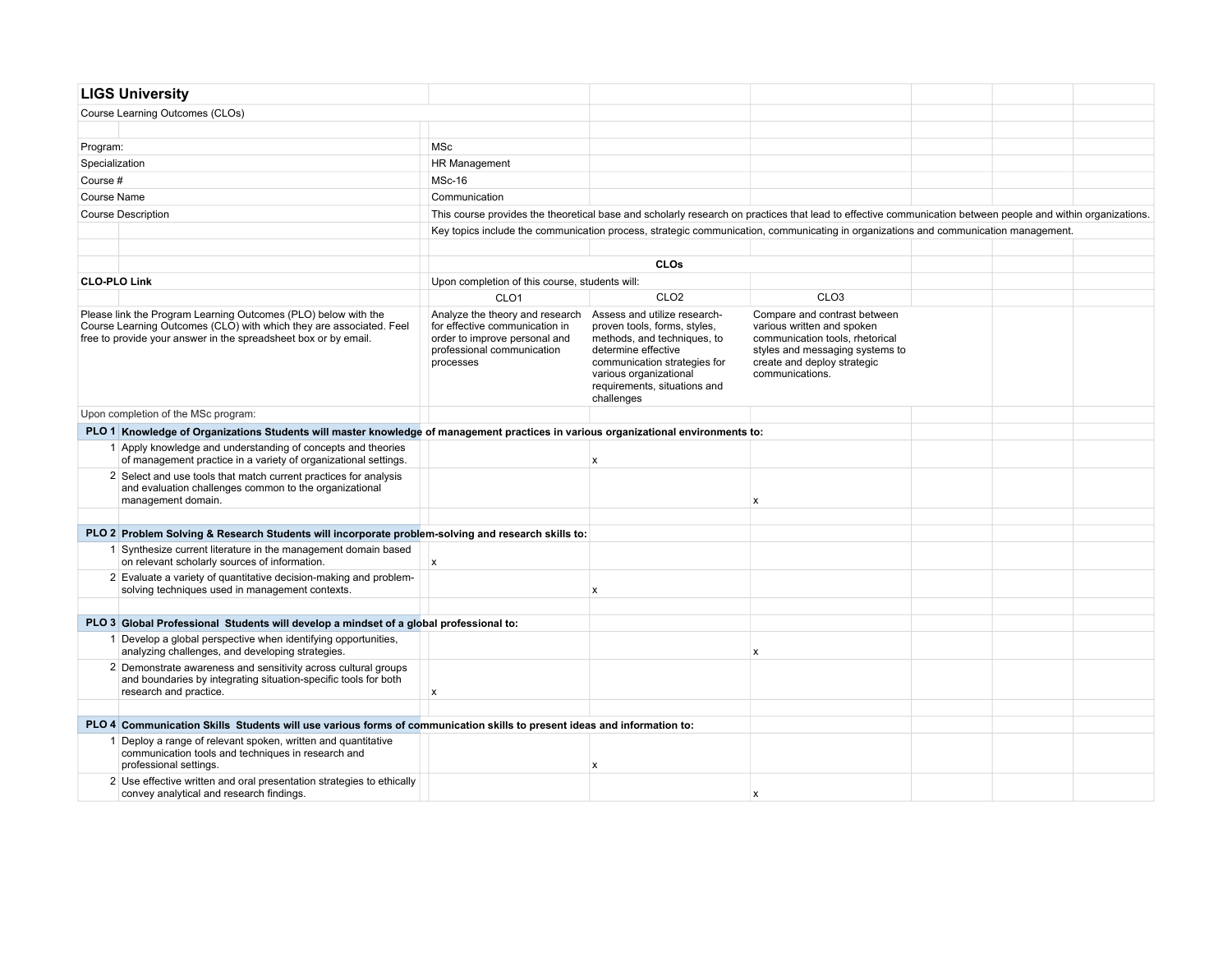# LIGS University

Course Learning Outcomes (CLOs)

| | |
|---|---|
| Program: | MSc |
| Specialization | HR Management |
| Course # | MSc-16 |
| Course Name | Communication |
| Course Description | This course provides the theoretical base and scholarly research on practices that lead to effective communication between people and within organizations. |
| | Key topics include the communication process, strategic communication, communicating in organizations and communication management. |

**CLO-PLO Link**

Please link the Program Learning Outcomes (PLO) below with the Course Learning Outcomes (CLO) with which they are associated. Feel free to provide your answer in the spreadsheet box or by email.

**CLOs** — Upon completion of this course, students will:

| | | CLO1 | CLO2 | CLO3 |
|---|---|---|---|---|
| | | Analyze the theory and research for effective communication in order to improve personal and professional communication processes | Assess and utilize research-proven tools, forms, styles, methods, and techniques, to determine effective communication strategies for various organizational requirements, situations and challenges | Compare and contrast between various written and spoken communication tools, rhetorical styles and messaging systems to create and deploy strategic communications. |
| | Upon completion of the MSc program: | | | |
| **PLO 1** | **Knowledge of Organizations Students will master knowledge of management practices in various organizational environments to:** | | | |
| 1 | Apply knowledge and understanding of concepts and theories of management practice in a variety of organizational settings. | | x | |
| 2 | Select and use tools that match current practices for analysis and evaluation challenges common to the organizational management domain. | | | x |
| **PLO 2** | **Problem Solving & Research Students will incorporate problem-solving and research skills to:** | | | |
| 1 | Synthesize current literature in the management domain based on relevant scholarly sources of information. | x | | |
| 2 | Evaluate a variety of quantitative decision-making and problem-solving techniques used in management contexts. | | x | |
| **PLO 3** | **Global Professional Students will develop a mindset of a global professional to:** | | | |
| 1 | Develop a global perspective when identifying opportunities, analyzing challenges, and developing strategies. | | | x |
| 2 | Demonstrate awareness and sensitivity across cultural groups and boundaries by integrating situation-specific tools for both research and practice. | x | | |
| **PLO 4** | **Communication Skills Students will use various forms of communication skills to present ideas and information to:** | | | |
| 1 | Deploy a range of relevant spoken, written and quantitative communication tools and techniques in research and professional settings. | | x | |
| 2 | Use effective written and oral presentation strategies to ethically convey analytical and research findings. | | | x |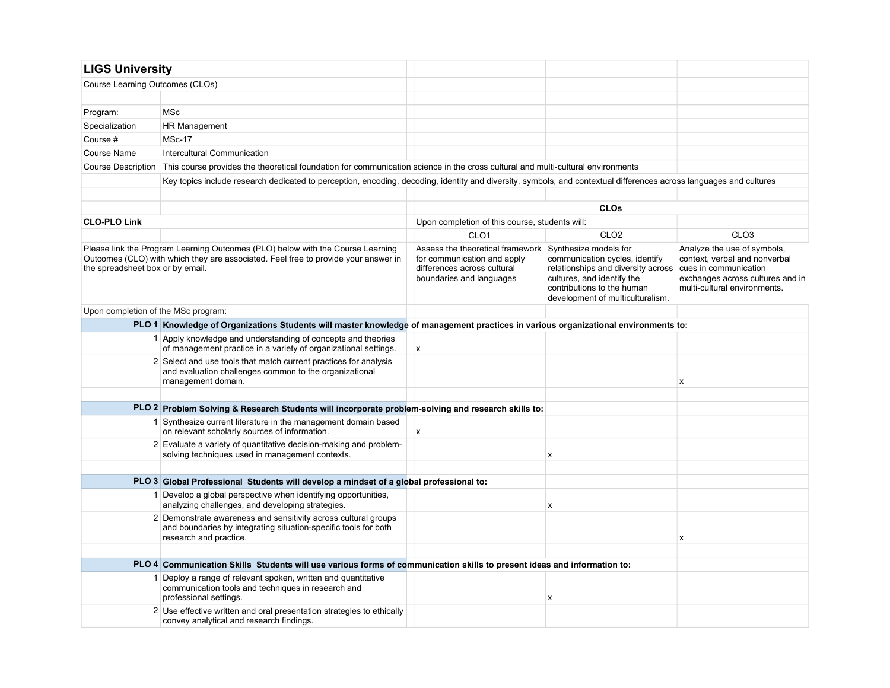# LIGS University

Course Learning Outcomes (CLOs)

| | |
|---|---|
| Program: | MSc |
| Specialization | HR Management |
| Course # | MSc-17 |
| Course Name | Intercultural Communication |
| Course Description | This course provides the theoretical foundation for communication science in the cross cultural and multi-cultural environments |
| | Key topics include research dedicated to perception, encoding, decoding, identity and diversity, symbols, and contextual differences across languages and cultures |

| | | CLOs | | |
|---|---|---|---|---|
| **CLO-PLO Link** | | Upon completion of this course, students will: | | |
| | | CLO1 | CLO2 | CLO3 |
| Please link the Program Learning Outcomes (PLO) below with the Course Learning Outcomes (CLO) with which they are associated. Feel free to provide your answer in the spreadsheet box or by email. | | Assess the theoretical framework for communication and apply differences across cultural boundaries and languages | Synthesize models for communication cycles, identify relationships and diversity across cultures, and identify the contributions to the human development of multiculturalism. | Analyze the use of symbols, context, verbal and nonverbal cues in communication exchanges across cultures and in multi-cultural environments. |
| Upon completion of the MSc program: | | | | |
| **PLO 1** | **Knowledge of Organizations Students will master knowledge of management practices in various organizational environments to:** | | | |
| 1 | Apply knowledge and understanding of concepts and theories of management practice in a variety of organizational settings. | x | | |
| 2 | Select and use tools that match current practices for analysis and evaluation challenges common to the organizational management domain. | | | x |
| **PLO 2** | **Problem Solving & Research Students will incorporate problem-solving and research skills to:** | | | |
| 1 | Synthesize current literature in the management domain based on relevant scholarly sources of information. | x | | |
| 2 | Evaluate a variety of quantitative decision-making and problem-solving techniques used in management contexts. | | x | |
| **PLO 3** | **Global Professional Students will develop a mindset of a global professional to:** | | | |
| 1 | Develop a global perspective when identifying opportunities, analyzing challenges, and developing strategies. | | x | |
| 2 | Demonstrate awareness and sensitivity across cultural groups and boundaries by integrating situation-specific tools for both research and practice. | | | x |
| **PLO 4** | **Communication Skills Students will use various forms of communication skills to present ideas and information to:** | | | |
| 1 | Deploy a range of relevant spoken, written and quantitative communication tools and techniques in research and professional settings. | | x | |
| 2 | Use effective written and oral presentation strategies to ethically convey analytical and research findings. | | | |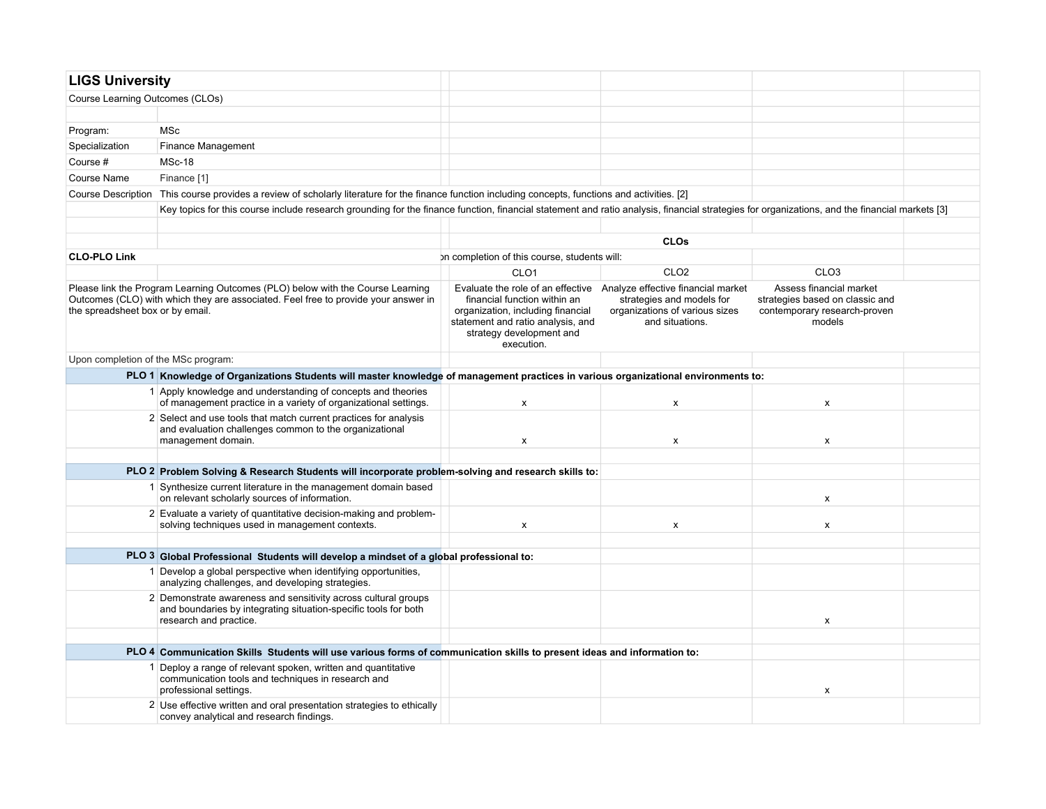# LIGS University

Course Learning Outcomes (CLOs)

| | |
|---|---|
| Program: | MSc |
| Specialization | Finance Management |
| Course # | MSc-18 |
| Course Name | Finance [1] |
| Course Description | This course provides a review of scholarly literature for the finance function including concepts, functions and activities. [2] |
| | Key topics for this course include research grounding for the finance function, financial statement and ratio analysis, financial strategies for organizations, and the financial markets [3] |

| | | CLOs | | |
|---|---|---|---|---|
| **CLO-PLO Link** | | Upon completion of this course, students will: | | |
| | | CLO1 | CLO2 | CLO3 |
| Please link the Program Learning Outcomes (PLO) below with the Course Learning Outcomes (CLO) with which they are associated. Feel free to provide your answer in the spreadsheet box or by email. | | Evaluate the role of an effective financial function within an organization, including financial statement and ratio analysis, and strategy development and execution. | Analyze effective financial market strategies and models for organizations of various sizes and situations. | Assess financial market strategies based on classic and contemporary research-proven models |
| Upon completion of the MSc program: | | | | |
| **PLO 1** | **Knowledge of Organizations Students will master knowledge of management practices in various organizational environments to:** | | | |
| 1 | Apply knowledge and understanding of concepts and theories of management practice in a variety of organizational settings. | x | x | x |
| 2 | Select and use tools that match current practices for analysis and evaluation challenges common to the organizational management domain. | x | x | x |
| **PLO 2** | **Problem Solving & Research Students will incorporate problem-solving and research skills to:** | | | |
| 1 | Synthesize current literature in the management domain based on relevant scholarly sources of information. | | | x |
| 2 | Evaluate a variety of quantitative decision-making and problem-solving techniques used in management contexts. | x | x | x |
| **PLO 3** | **Global Professional Students will develop a mindset of a global professional to:** | | | |
| 1 | Develop a global perspective when identifying opportunities, analyzing challenges, and developing strategies. | | | |
| 2 | Demonstrate awareness and sensitivity across cultural groups and boundaries by integrating situation-specific tools for both research and practice. | | | x |
| **PLO 4** | **Communication Skills Students will use various forms of communication skills to present ideas and information to:** | | | |
| 1 | Deploy a range of relevant spoken, written and quantitative communication tools and techniques in research and professional settings. | | | x |
| 2 | Use effective written and oral presentation strategies to ethically convey analytical and research findings. | | | |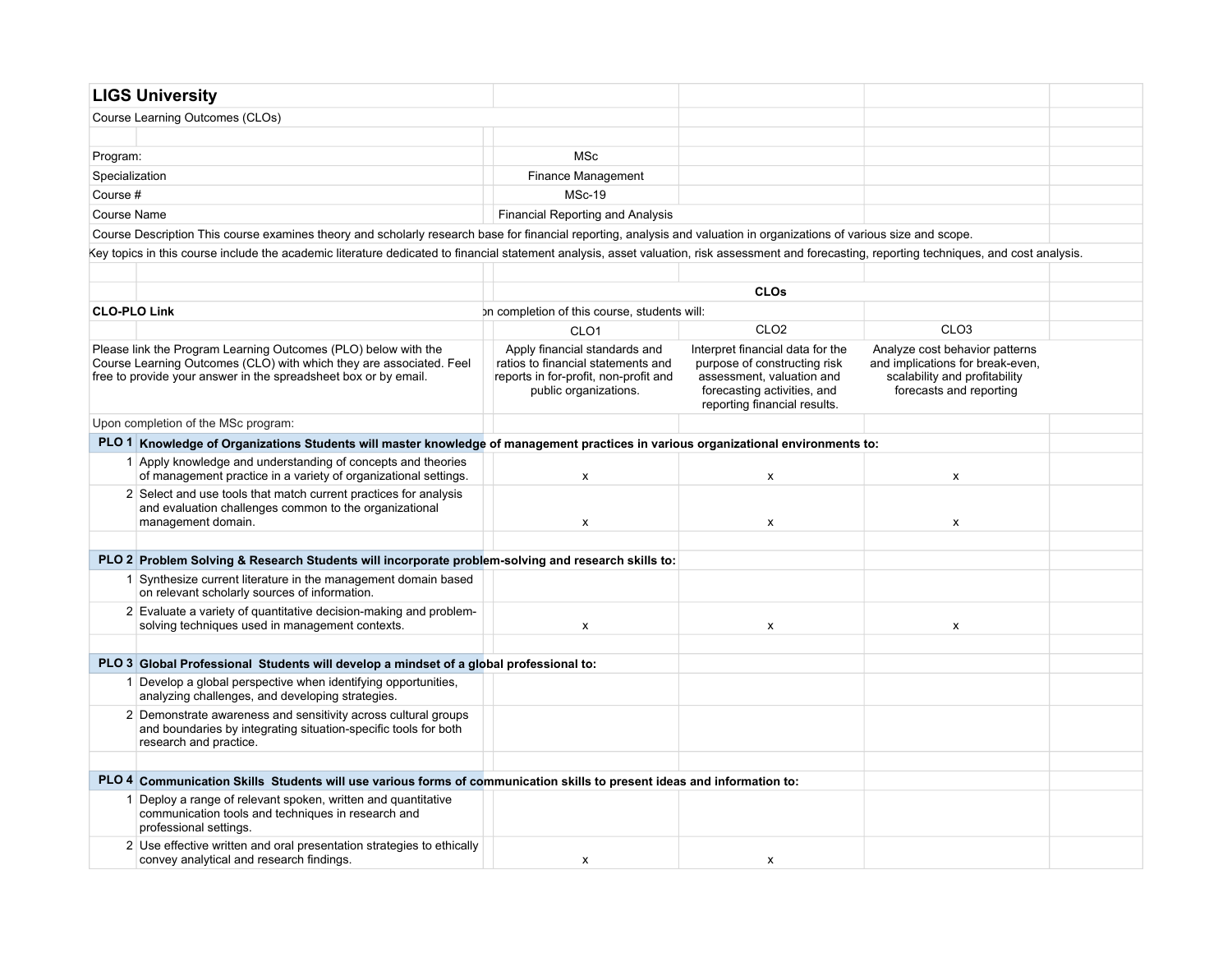# LIGS University

Course Learning Outcomes (CLOs)

| | |
|---|---|
| Program: | MSc |
| Specialization | Finance Management |
| Course # | MSc-19 |
| Course Name | Financial Reporting and Analysis |

Course Description This course examines theory and scholarly research base for financial reporting, analysis and valuation in organizations of various size and scope.

Key topics in this course include the academic literature dedicated to financial statement analysis, asset valuation, risk assessment and forecasting, reporting techniques, and cost analysis.

| CLO-PLO Link | | CLOs | | |
|---|---|---|---|---|
| | | Upon completion of this course, students will: | | |
| | | CLO1 | CLO2 | CLO3 |
| Please link the Program Learning Outcomes (PLO) below with the Course Learning Outcomes (CLO) with which they are associated. Feel free to provide your answer in the spreadsheet box or by email. | | Apply financial standards and ratios to financial statements and reports in for-profit, non-profit and public organizations. | Interpret financial data for the purpose of constructing risk assessment, valuation and forecasting activities, and reporting financial results. | Analyze cost behavior patterns and implications for break-even, scalability and profitability forecasts and reporting |
| Upon completion of the MSc program: | | | | |
| **PLO 1** | **Knowledge of Organizations Students will master knowledge of management practices in various organizational environments to:** | | | |
| 1 | Apply knowledge and understanding of concepts and theories of management practice in a variety of organizational settings. | x | x | x |
| 2 | Select and use tools that match current practices for analysis and evaluation challenges common to the organizational management domain. | x | x | x |
| **PLO 2** | **Problem Solving & Research Students will incorporate problem-solving and research skills to:** | | | |
| 1 | Synthesize current literature in the management domain based on relevant scholarly sources of information. | | | |
| 2 | Evaluate a variety of quantitative decision-making and problem-solving techniques used in management contexts. | x | x | x |
| **PLO 3** | **Global Professional Students will develop a mindset of a global professional to:** | | | |
| 1 | Develop a global perspective when identifying opportunities, analyzing challenges, and developing strategies. | | | |
| 2 | Demonstrate awareness and sensitivity across cultural groups and boundaries by integrating situation-specific tools for both research and practice. | | | |
| **PLO 4** | **Communication Skills Students will use various forms of communication skills to present ideas and information to:** | | | |
| 1 | Deploy a range of relevant spoken, written and quantitative communication tools and techniques in research and professional settings. | | | |
| 2 | Use effective written and oral presentation strategies to ethically convey analytical and research findings. | x | x | |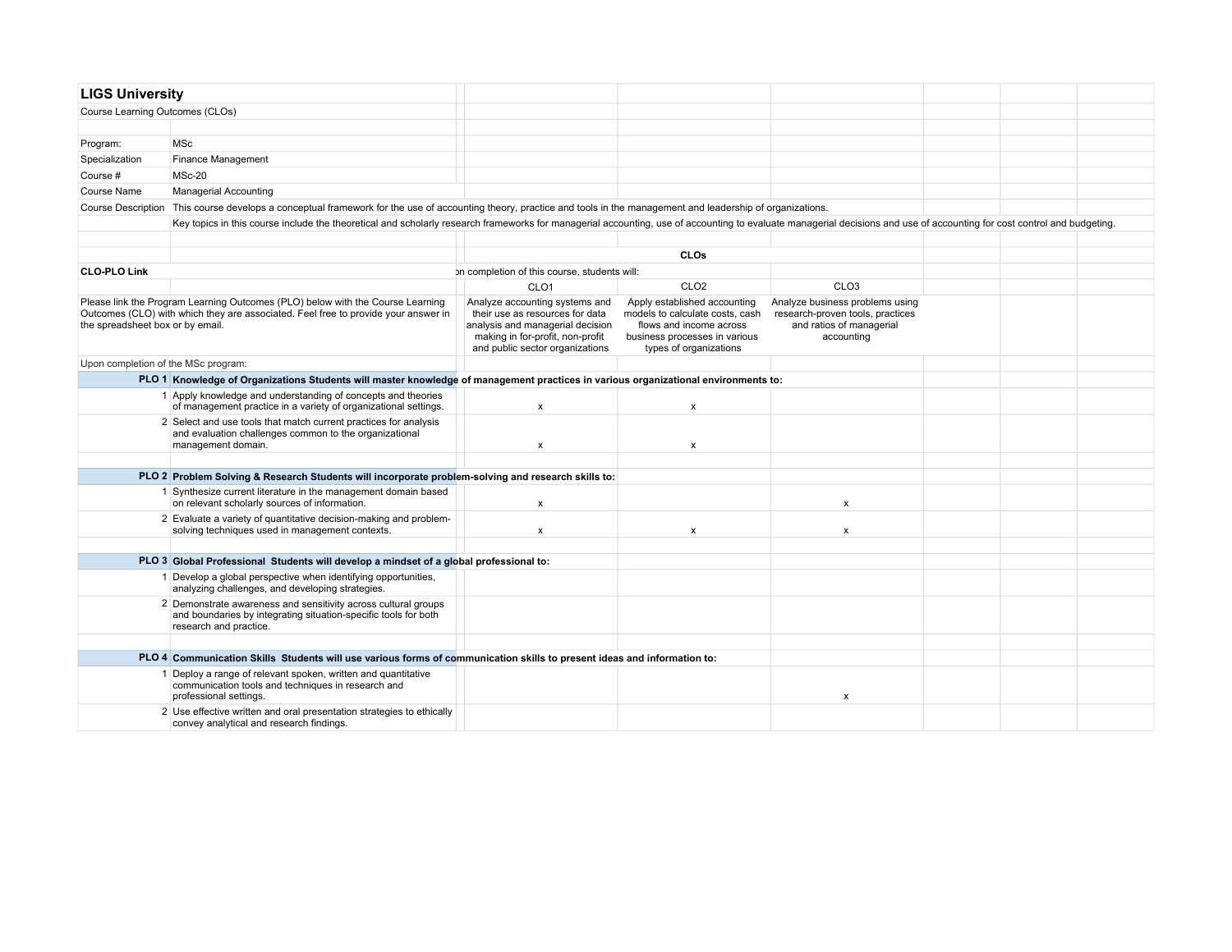# LIGS University

Course Learning Outcomes (CLOs)

| | |
|---|---|
| Program: | MSc |
| Specialization | Finance Management |
| Course # | MSc-20 |
| Course Name | Managerial Accounting |
| Course Description | This course develops a conceptual framework for the use of accounting theory, practice and tools in the management and leadership of organizations. |
| | Key topics in this course include the theoretical and scholarly research frameworks for managerial accounting, use of accounting to evaluate managerial decisions and use of accounting for cost control and budgeting. |

**CLO-PLO Link**

Please link the Program Learning Outcomes (PLO) below with the Course Learning Outcomes (CLO) with which they are associated. Feel free to provide your answer in the spreadsheet box or by email.

| | | CLOs | | |
|---|---|---|---|---|
| | | Upon completion of this course, students will: | | |
| | | CLO1 | CLO2 | CLO3 |
| | | Analyze accounting systems and their use as resources for data analysis and managerial decision making in for-profit, non-profit and public sector organizations | Apply established accounting models to calculate costs, cash flows and income across business processes in various types of organizations | Analyze business problems using research-proven tools, practices and ratios of managerial accounting |
| Upon completion of the MSc program: | | | | |
| **PLO 1** | **Knowledge of Organizations Students will master knowledge of management practices in various organizational environments to:** | | | |
| 1 | Apply knowledge and understanding of concepts and theories of management practice in a variety of organizational settings. | x | x | |
| 2 | Select and use tools that match current practices for analysis and evaluation challenges common to the organizational management domain. | x | x | |
| **PLO 2** | **Problem Solving & Research Students will incorporate problem-solving and research skills to:** | | | |
| 1 | Synthesize current literature in the management domain based on relevant scholarly sources of information. | x | | x |
| 2 | Evaluate a variety of quantitative decision-making and problem-solving techniques used in management contexts. | x | x | x |
| **PLO 3** | **Global Professional Students will develop a mindset of a global professional to:** | | | |
| 1 | Develop a global perspective when identifying opportunities, analyzing challenges, and developing strategies. | | | |
| 2 | Demonstrate awareness and sensitivity across cultural groups and boundaries by integrating situation-specific tools for both research and practice. | | | |
| **PLO 4** | **Communication Skills Students will use various forms of communication skills to present ideas and information to:** | | | |
| 1 | Deploy a range of relevant spoken, written and quantitative communication tools and techniques in research and professional settings. | | | x |
| 2 | Use effective written and oral presentation strategies to ethically convey analytical and research findings. | | | |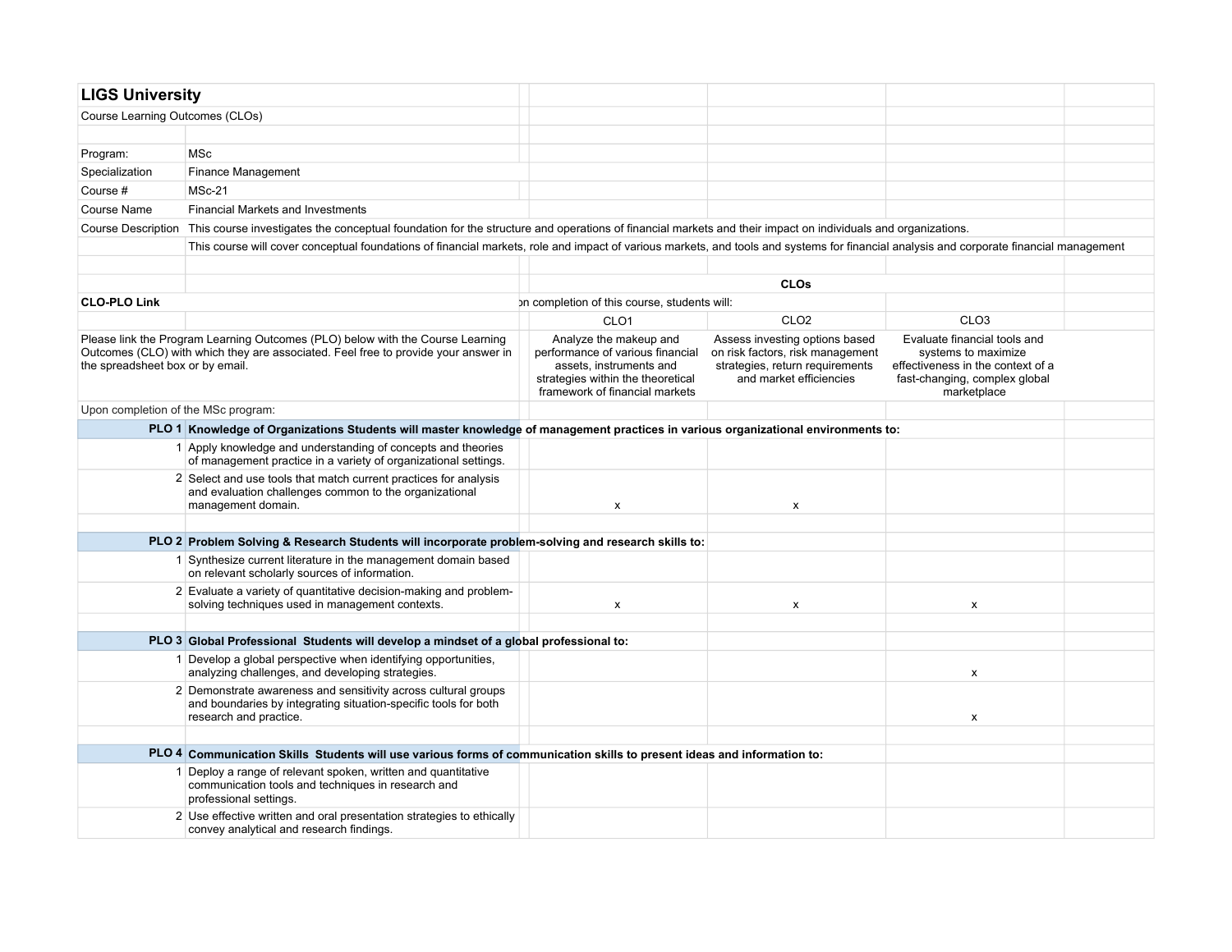# LIGS University

Course Learning Outcomes (CLOs)

| | |
|---|---|
| Program: | MSc |
| Specialization | Finance Management |
| Course # | MSc-21 |
| Course Name | Financial Markets and Investments |
| Course Description | This course investigates the conceptual foundation for the structure and operations of financial markets and their impact on individuals and organizations. |
| | This course will cover conceptual foundations of financial markets, role and impact of various markets, and tools and systems for financial analysis and corporate financial management |

| | | CLOs | | |
|---|---|---|---|---|
| **CLO-PLO Link** | | on completion of this course, students will: | | |
| | | CLO1 | CLO2 | CLO3 |
| Please link the Program Learning Outcomes (PLO) below with the Course Learning Outcomes (CLO) with which they are associated. Feel free to provide your answer in the spreadsheet box or by email. | | Analyze the makeup and performance of various financial assets, instruments and strategies within the theoretical framework of financial markets | Assess investing options based on risk factors, risk management strategies, return requirements and market efficiencies | Evaluate financial tools and systems to maximize effectiveness in the context of a fast-changing, complex global marketplace |
| Upon completion of the MSc program: | | | | |
| **PLO 1** | **Knowledge of Organizations Students will master knowledge of management practices in various organizational environments to:** | | | |
| 1 | Apply knowledge and understanding of concepts and theories of management practice in a variety of organizational settings. | | | |
| 2 | Select and use tools that match current practices for analysis and evaluation challenges common to the organizational management domain. | x | x | |
| **PLO 2** | **Problem Solving & Research Students will incorporate problem-solving and research skills to:** | | | |
| 1 | Synthesize current literature in the management domain based on relevant scholarly sources of information. | | | |
| 2 | Evaluate a variety of quantitative decision-making and problem-solving techniques used in management contexts. | x | x | x |
| **PLO 3** | **Global Professional Students will develop a mindset of a global professional to:** | | | |
| 1 | Develop a global perspective when identifying opportunities, analyzing challenges, and developing strategies. | | | x |
| 2 | Demonstrate awareness and sensitivity across cultural groups and boundaries by integrating situation-specific tools for both research and practice. | | | x |
| **PLO 4** | **Communication Skills Students will use various forms of communication skills to present ideas and information to:** | | | |
| 1 | Deploy a range of relevant spoken, written and quantitative communication tools and techniques in research and professional settings. | | | |
| 2 | Use effective written and oral presentation strategies to ethically convey analytical and research findings. | | | |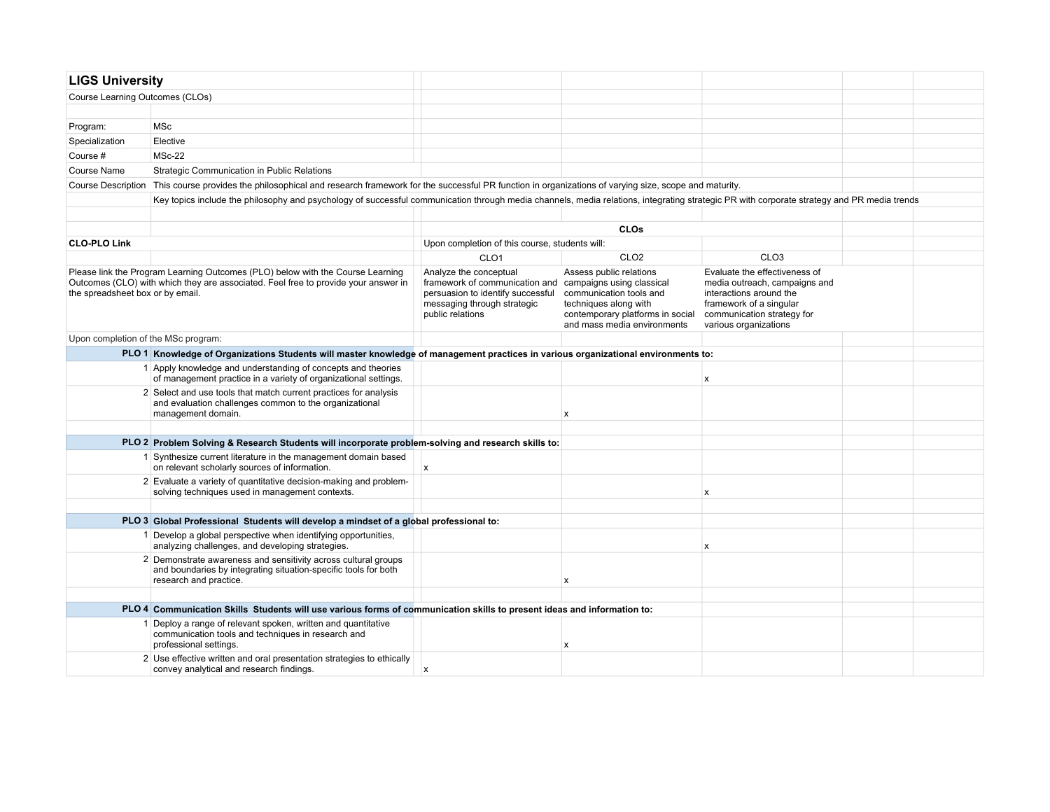# LIGS University

Course Learning Outcomes (CLOs)

| | |
|---|---|
| Program: | MSc |
| Specialization | Elective |
| Course # | MSc-22 |
| Course Name | Strategic Communication in Public Relations |
| Course Description | This course provides the philosophical and research framework for the successful PR function in organizations of varying size, scope and maturity. |
| | Key topics include the philosophy and psychology of successful communication through media channels, media relations, integrating strategic PR with corporate strategy and PR media trends |

| CLO-PLO Link | | CLOs | | |
|---|---|---|---|---|
| | | Upon completion of this course, students will: | | |
| | | CLO1 | CLO2 | CLO3 |
| Please link the Program Learning Outcomes (PLO) below with the Course Learning Outcomes (CLO) with which they are associated. Feel free to provide your answer in the spreadsheet box or by email. | | Analyze the conceptual framework of communication and persuasion to identify successful messaging through strategic public relations | Assess public relations campaigns using classical communication tools and techniques along with contemporary platforms in social and mass media environments | Evaluate the effectiveness of media outreach, campaigns and interactions around the framework of a singular communication strategy for various organizations |
| Upon completion of the MSc program: | | | | |
| **PLO 1** | **Knowledge of Organizations Students will master knowledge of management practices in various organizational environments to:** | | | |
| 1 | Apply knowledge and understanding of concepts and theories of management practice in a variety of organizational settings. | | | x |
| 2 | Select and use tools that match current practices for analysis and evaluation challenges common to the organizational management domain. | | x | |
| **PLO 2** | **Problem Solving & Research Students will incorporate problem-solving and research skills to:** | | | |
| 1 | Synthesize current literature in the management domain based on relevant scholarly sources of information. | x | | |
| 2 | Evaluate a variety of quantitative decision-making and problem-solving techniques used in management contexts. | | | x |
| **PLO 3** | **Global Professional Students will develop a mindset of a global professional to:** | | | |
| 1 | Develop a global perspective when identifying opportunities, analyzing challenges, and developing strategies. | | | x |
| 2 | Demonstrate awareness and sensitivity across cultural groups and boundaries by integrating situation-specific tools for both research and practice. | | x | |
| **PLO 4** | **Communication Skills Students will use various forms of communication skills to present ideas and information to:** | | | |
| 1 | Deploy a range of relevant spoken, written and quantitative communication tools and techniques in research and professional settings. | | x | |
| 2 | Use effective written and oral presentation strategies to ethically convey analytical and research findings. | x | | |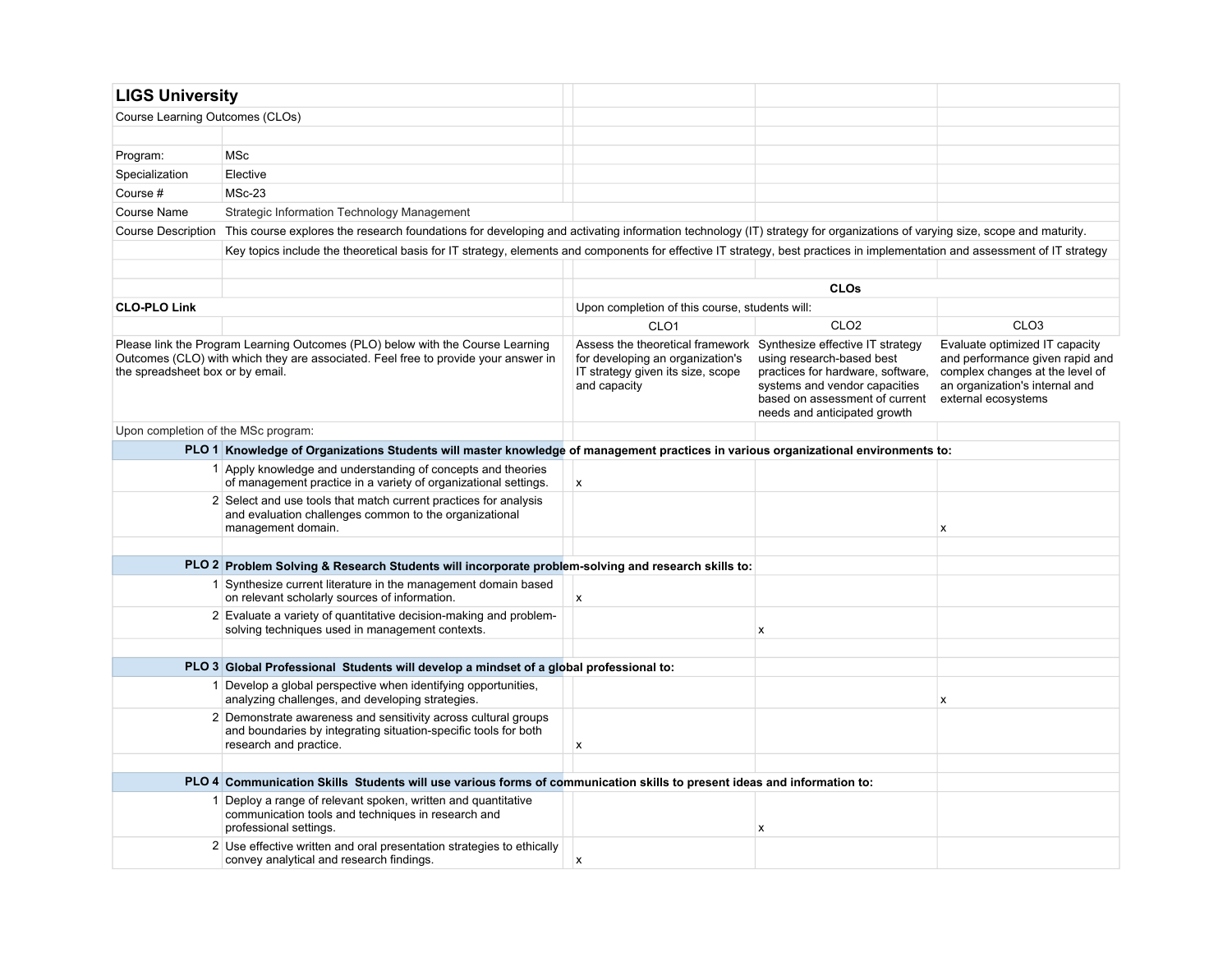# LIGS University

Course Learning Outcomes (CLOs)

| | |
|---|---|
| Program: | MSc |
| Specialization | Elective |
| Course # | MSc-23 |
| Course Name | Strategic Information Technology Management |
| Course Description | This course explores the research foundations for developing and activating information technology (IT) strategy for organizations of varying size, scope and maturity. |
| | Key topics include the theoretical basis for IT strategy, elements and components for effective IT strategy, best practices in implementation and assessment of IT strategy |

| | | CLOs | | |
|---|---|---|---|---|
| **CLO-PLO Link** | | Upon completion of this course, students will: | | |
| | | CLO1 | CLO2 | CLO3 |
| Please link the Program Learning Outcomes (PLO) below with the Course Learning Outcomes (CLO) with which they are associated. Feel free to provide your answer in the spreadsheet box or by email. | | Assess the theoretical framework for developing an organization's IT strategy given its size, scope and capacity | Synthesize effective IT strategy using research-based best practices for hardware, software, systems and vendor capacities based on assessment of current needs and anticipated growth | Evaluate optimized IT capacity and performance given rapid and complex changes at the level of an organization's internal and external ecosystems |
| Upon completion of the MSc program: | | | | |
| **PLO 1** | **Knowledge of Organizations Students will master knowledge of management practices in various organizational environments to:** | | | |
| 1 | Apply knowledge and understanding of concepts and theories of management practice in a variety of organizational settings. | x | | |
| 2 | Select and use tools that match current practices for analysis and evaluation challenges common to the organizational management domain. | | | x |
| **PLO 2** | **Problem Solving & Research Students will incorporate problem-solving and research skills to:** | | | |
| 1 | Synthesize current literature in the management domain based on relevant scholarly sources of information. | x | | |
| 2 | Evaluate a variety of quantitative decision-making and problem-solving techniques used in management contexts. | | x | |
| **PLO 3** | **Global Professional Students will develop a mindset of a global professional to:** | | | |
| 1 | Develop a global perspective when identifying opportunities, analyzing challenges, and developing strategies. | | | x |
| 2 | Demonstrate awareness and sensitivity across cultural groups and boundaries by integrating situation-specific tools for both research and practice. | x | | |
| **PLO 4** | **Communication Skills Students will use various forms of communication skills to present ideas and information to:** | | | |
| 1 | Deploy a range of relevant spoken, written and quantitative communication tools and techniques in research and professional settings. | | x | |
| 2 | Use effective written and oral presentation strategies to ethically convey analytical and research findings. | x | | |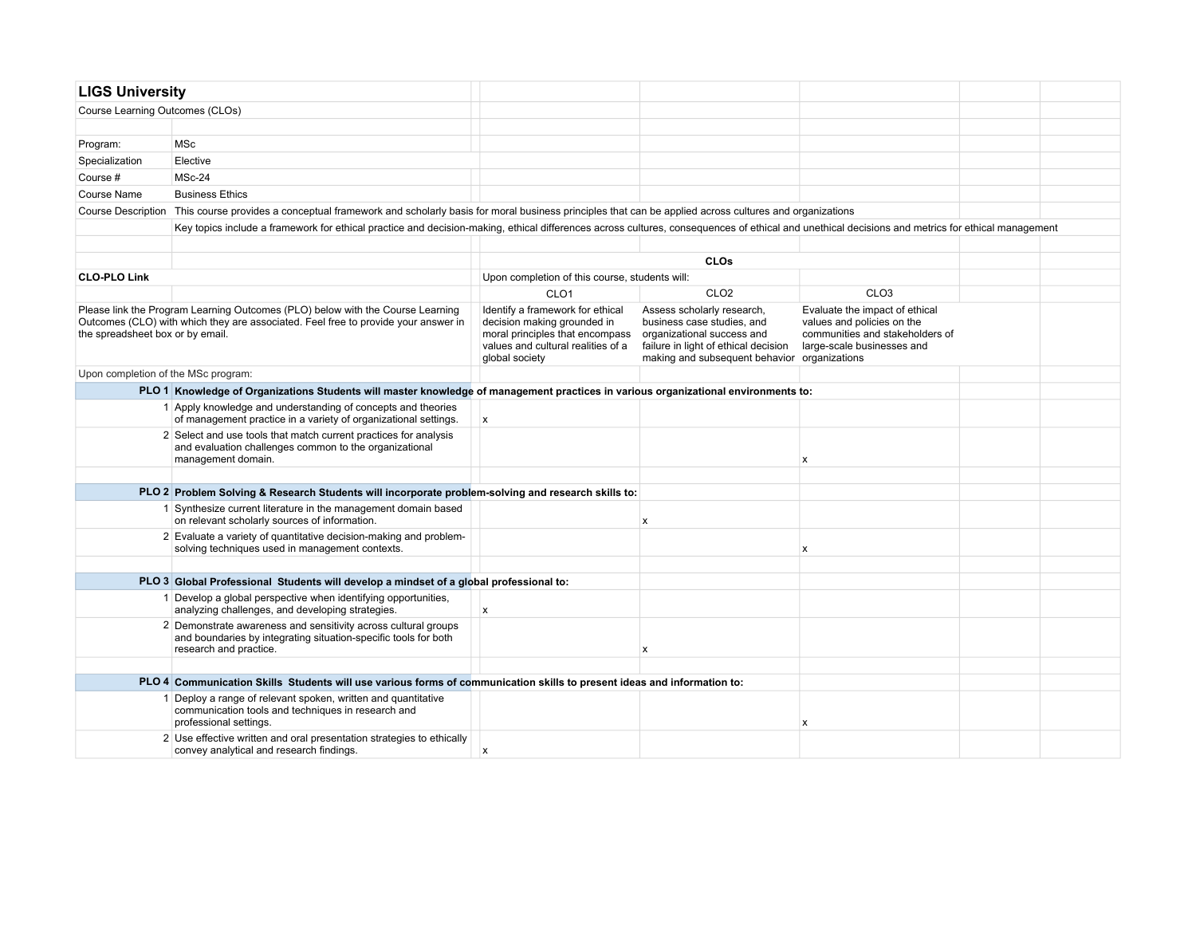# LIGS University

Course Learning Outcomes (CLOs)

| | |
|---|---|
| Program: | MSc |
| Specialization | Elective |
| Course # | MSc-24 |
| Course Name | Business Ethics |
| Course Description | This course provides a conceptual framework and scholarly basis for moral business principles that can be applied across cultures and organizations |
| | Key topics include a framework for ethical practice and decision-making, ethical differences across cultures, consequences of ethical and unethical decisions and metrics for ethical management |

| | | CLOs | | |
|---|---|---|---|---|
| **CLO-PLO Link** | | Upon completion of this course, students will: | | |
| | | CLO1 | CLO2 | CLO3 |
| Please link the Program Learning Outcomes (PLO) below with the Course Learning Outcomes (CLO) with which they are associated. Feel free to provide your answer in the spreadsheet box or by email. | | Identify a framework for ethical decision making grounded in moral principles that encompass values and cultural realities of a global society | Assess scholarly research, business case studies, and organizational success and failure in light of ethical decision making and subsequent behavior | Evaluate the impact of ethical values and policies on the communities and stakeholders of large-scale businesses and organizations |
| Upon completion of the MSc program: | | | | |
| **PLO 1** | **Knowledge of Organizations Students will master knowledge of management practices in various organizational environments to:** | | | |
| 1 | Apply knowledge and understanding of concepts and theories of management practice in a variety of organizational settings. | x | | |
| 2 | Select and use tools that match current practices for analysis and evaluation challenges common to the organizational management domain. | | | x |
| **PLO 2** | **Problem Solving & Research Students will incorporate problem-solving and research skills to:** | | | |
| 1 | Synthesize current literature in the management domain based on relevant scholarly sources of information. | | x | |
| 2 | Evaluate a variety of quantitative decision-making and problem-solving techniques used in management contexts. | | | x |
| **PLO 3** | **Global Professional Students will develop a mindset of a global professional to:** | | | |
| 1 | Develop a global perspective when identifying opportunities, analyzing challenges, and developing strategies. | x | | |
| 2 | Demonstrate awareness and sensitivity across cultural groups and boundaries by integrating situation-specific tools for both research and practice. | | x | |
| **PLO 4** | **Communication Skills Students will use various forms of communication skills to present ideas and information to:** | | | |
| 1 | Deploy a range of relevant spoken, written and quantitative communication tools and techniques in research and professional settings. | | | x |
| 2 | Use effective written and oral presentation strategies to ethically convey analytical and research findings. | x | | |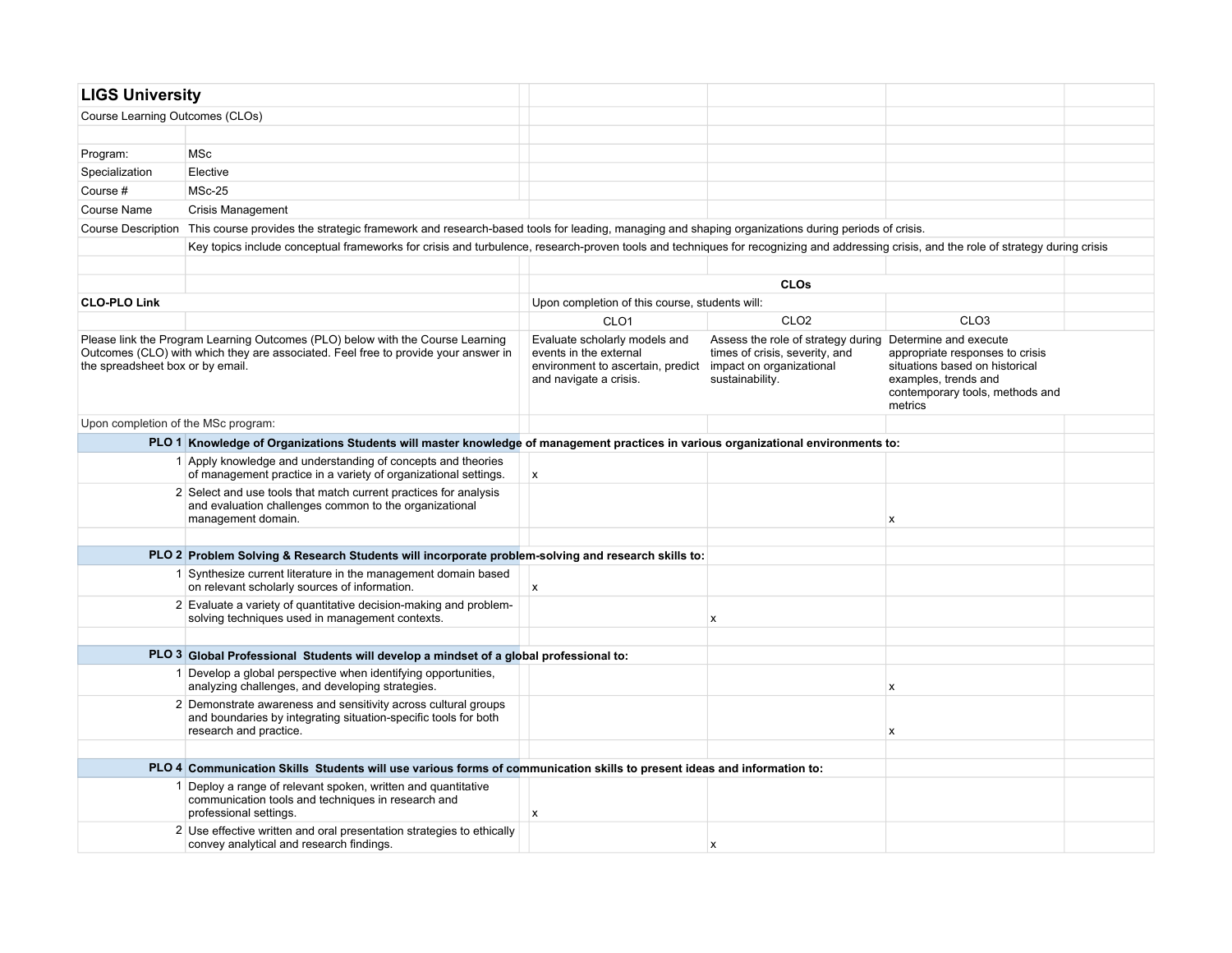# LIGS University

Course Learning Outcomes (CLOs)

| | |
|---|---|
| Program: | MSc |
| Specialization | Elective |
| Course # | MSc-25 |
| Course Name | Crisis Management |
| Course Description | This course provides the strategic framework and research-based tools for leading, managing and shaping organizations during periods of crisis. |
| | Key topics include conceptual frameworks for crisis and turbulence, research-proven tools and techniques for recognizing and addressing crisis, and the role of strategy during crisis |

**CLO-PLO Link**

Please link the Program Learning Outcomes (PLO) below with the Course Learning Outcomes (CLO) with which they are associated. Feel free to provide your answer in the spreadsheet box or by email.

**CLOs**

Upon completion of this course, students will:

- **CLO1**: Evaluate scholarly models and events in the external environment to ascertain, predict and navigate a crisis.
- **CLO2**: Assess the role of strategy during times of crisis, severity, and impact on organizational sustainability.
- **CLO3**: Determine and execute appropriate responses to crisis situations based on historical examples, trends and contemporary tools, methods and metrics

Upon completion of the MSc program:

| | Program Learning Outcome | CLO1 | CLO2 | CLO3 |
|---|---|---|---|---|
| **PLO 1** | **Knowledge of Organizations Students will master knowledge of management practices in various organizational environments to:** | | | |
| 1 | Apply knowledge and understanding of concepts and theories of management practice in a variety of organizational settings. | x | | |
| 2 | Select and use tools that match current practices for analysis and evaluation challenges common to the organizational management domain. | | | x |
| **PLO 2** | **Problem Solving & Research Students will incorporate problem-solving and research skills to:** | | | |
| 1 | Synthesize current literature in the management domain based on relevant scholarly sources of information. | x | | |
| 2 | Evaluate a variety of quantitative decision-making and problem-solving techniques used in management contexts. | | x | |
| **PLO 3** | **Global Professional Students will develop a mindset of a global professional to:** | | | |
| 1 | Develop a global perspective when identifying opportunities, analyzing challenges, and developing strategies. | | | x |
| 2 | Demonstrate awareness and sensitivity across cultural groups and boundaries by integrating situation-specific tools for both research and practice. | | | x |
| **PLO 4** | **Communication Skills Students will use various forms of communication skills to present ideas and information to:** | | | |
| 1 | Deploy a range of relevant spoken, written and quantitative communication tools and techniques in research and professional settings. | x | | |
| 2 | Use effective written and oral presentation strategies to ethically convey analytical and research findings. | | x | |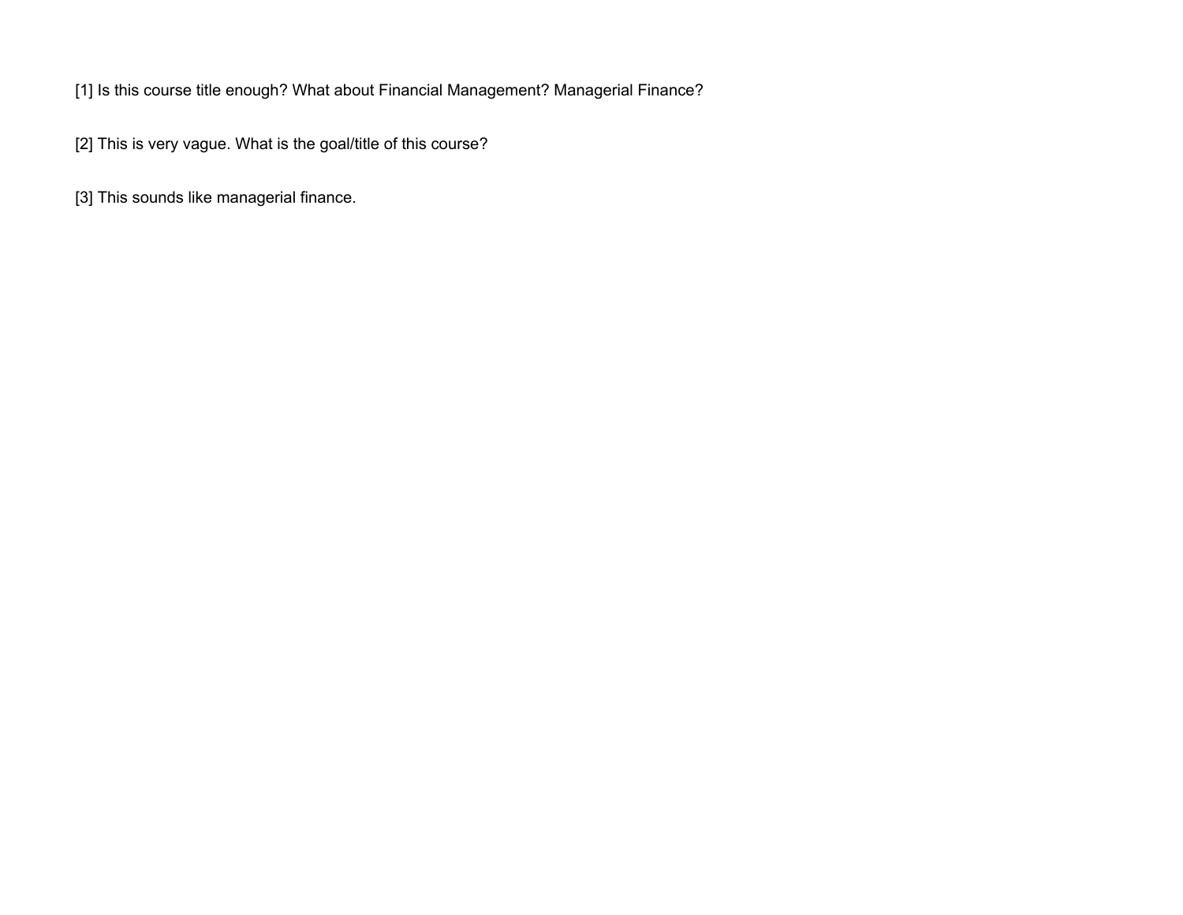[1] Is this course title enough? What about Financial Management? Managerial Finance?

[2] This is very vague. What is the goal/title of this course?

[3] This sounds like managerial finance.